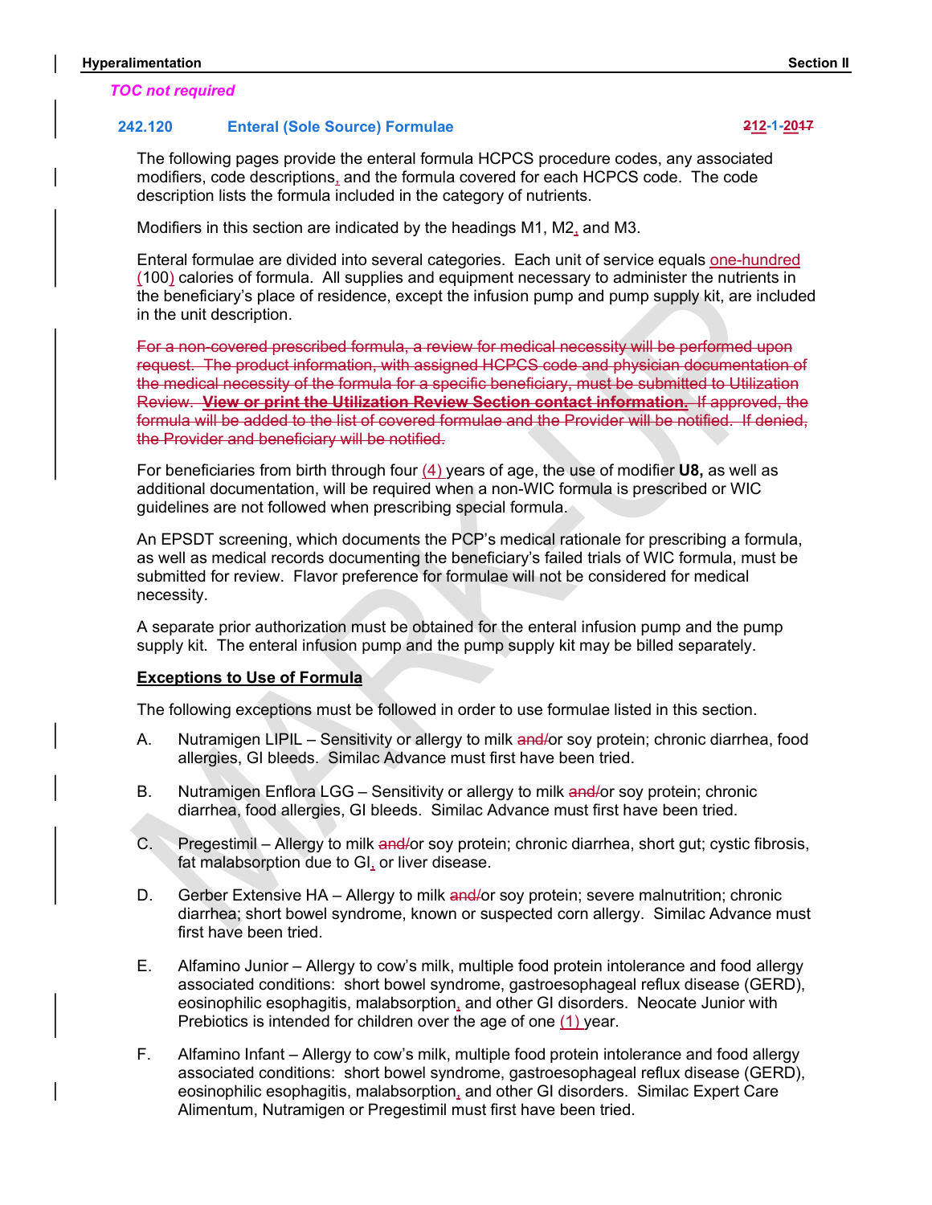*TOC not required*

### 242.120 Enteral (Sole Source) Formulae 212-1-2017

The following pages provide the enteral formula HCPCS procedure codes, any associated modifiers, code descriptions, and the formula covered for each HCPCS code. The code description lists the formula included in the category of nutrients.

Modifiers in this section are indicated by the headings M1, M2, and M3.

Enteral formulae are divided into several categories. Each unit of service equals one-hundred (100) calories of formula. All supplies and equipment necessary to administer the nutrients in the beneficiary's place of residence, except the infusion pump and pump supply kit, are included in the unit description.

~~For a non-covered prescribed formula, a review for medical necessity will be performed upon request. The product information, with assigned HCPCS code and physician documentation of the medical necessity of the formula for a specific beneficiary, must be submitted to Utilization Review. **View or print the Utilization Review Section contact information.** If approved, the formula will be added to the list of covered formulae and the Provider will be notified. If denied, the Provider and beneficiary will be notified.~~

For beneficiaries from birth through four (4) years of age, the use of modifier **U8,** as well as additional documentation, will be required when a non-WIC formula is prescribed or WIC guidelines are not followed when prescribing special formula.

An EPSDT screening, which documents the PCP's medical rationale for prescribing a formula, as well as medical records documenting the beneficiary's failed trials of WIC formula, must be submitted for review. Flavor preference for formulae will not be considered for medical necessity.

A separate prior authorization must be obtained for the enteral infusion pump and the pump supply kit. The enteral infusion pump and the pump supply kit may be billed separately.

**Exceptions to Use of Formula**

The following exceptions must be followed in order to use formulae listed in this section.

A. Nutramigen LIPIL – Sensitivity or allergy to milk ~~and/~~or soy protein; chronic diarrhea, food allergies, GI bleeds. Similac Advance must first have been tried.

B. Nutramigen Enflora LGG – Sensitivity or allergy to milk ~~and/~~or soy protein; chronic diarrhea, food allergies, GI bleeds. Similac Advance must first have been tried.

C. Pregestimil – Allergy to milk ~~and/~~or soy protein; chronic diarrhea, short gut; cystic fibrosis, fat malabsorption due to GI, or liver disease.

D. Gerber Extensive HA – Allergy to milk ~~and/~~or soy protein; severe malnutrition; chronic diarrhea; short bowel syndrome, known or suspected corn allergy. Similac Advance must first have been tried.

E. Alfamino Junior – Allergy to cow's milk, multiple food protein intolerance and food allergy associated conditions: short bowel syndrome, gastroesophageal reflux disease (GERD), eosinophilic esophagitis, malabsorption, and other GI disorders. Neocate Junior with Prebiotics is intended for children over the age of one (1) year.

F. Alfamino Infant – Allergy to cow's milk, multiple food protein intolerance and food allergy associated conditions: short bowel syndrome, gastroesophageal reflux disease (GERD), eosinophilic esophagitis, malabsorption, and other GI disorders. Similac Expert Care Alimentum, Nutramigen or Pregestimil must first have been tried.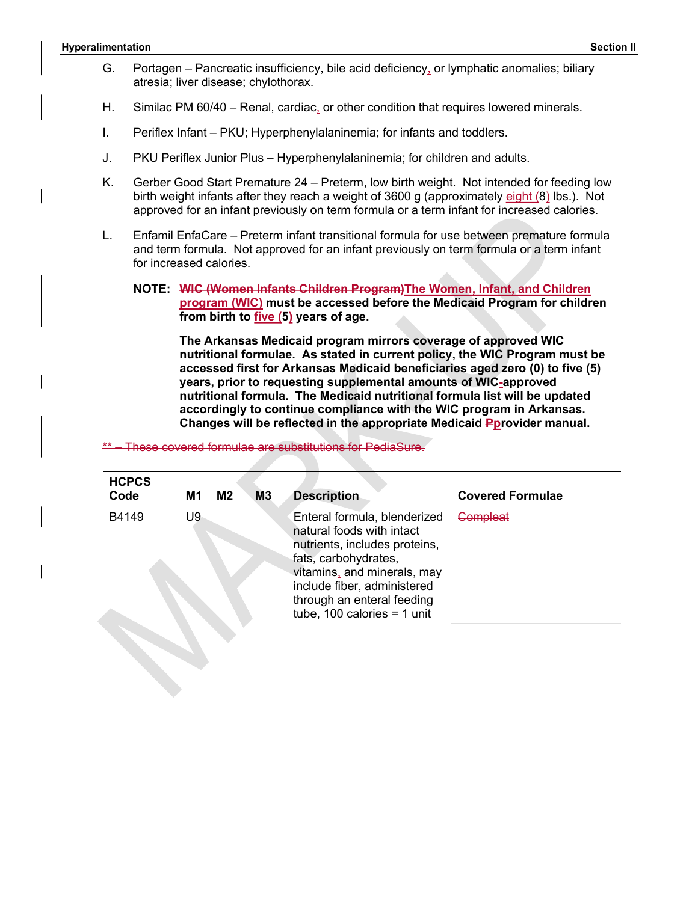G. Portagen – Pancreatic insufficiency, bile acid deficiency, or lymphatic anomalies; biliary atresia; liver disease; chylothorax.

H. Similac PM 60/40 – Renal, cardiac, or other condition that requires lowered minerals.

I. Periflex Infant – PKU; Hyperphenylalaninemia; for infants and toddlers.

J. PKU Periflex Junior Plus – Hyperphenylalaninemia; for children and adults.

K. Gerber Good Start Premature 24 – Preterm, low birth weight. Not intended for feeding low birth weight infants after they reach a weight of 3600 g (approximately eight (8) lbs.). Not approved for an infant previously on term formula or a term infant for increased calories.

L. Enfamil EnfaCare – Preterm infant transitional formula for use between premature formula and term formula. Not approved for an infant previously on term formula or a term infant for increased calories.

**NOTE: ~~WIC (Women Infants Children Program)~~The Women, Infant, and Children program (WIC) must be accessed before the Medicaid Program for children from birth to five (5) years of age.**

**The Arkansas Medicaid program mirrors coverage of approved WIC nutritional formulae. As stated in current policy, the WIC Program must be accessed first for Arkansas Medicaid beneficiaries aged zero (0) to five (5) years, prior to requesting supplemental amounts of WIC-approved nutritional formula. The Medicaid nutritional formula list will be updated accordingly to continue compliance with the WIC program in Arkansas. Changes will be reflected in the appropriate Medicaid ~~P~~provider manual.**

~~** – These covered formulae are substitutions for PediaSure.~~

| HCPCS Code | M1 | M2 | M3 | Description | Covered Formulae |
|---|---|---|---|---|---|
| B4149 | U9 | | | Enteral formula, blenderized natural foods with intact nutrients, includes proteins, fats, carbohydrates, vitamins, and minerals, may include fiber, administered through an enteral feeding tube, 100 calories = 1 unit | ~~Compleat~~ |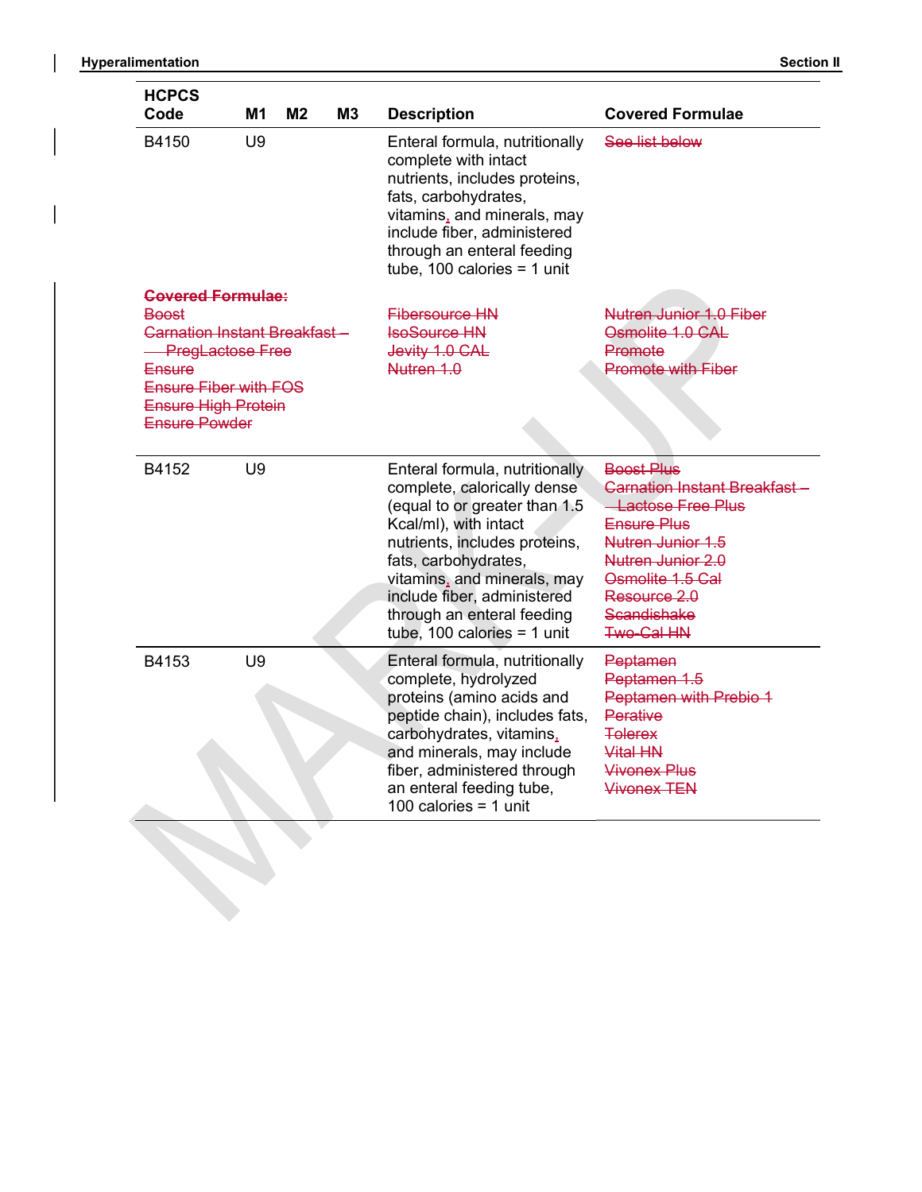| HCPCS Code | M1 | M2 | M3 | Description | Covered Formulae |
|---|---|---|---|---|---|
| B4150 | U9 | | | Enteral formula, nutritionally complete with intact nutrients, includes proteins, fats, carbohydrates, vitamins, and minerals, may include fiber, administered through an enteral feeding tube, 100 calories = 1 unit | ~~See list below~~ |
| ~~Covered Formulae:~~ ~~Boost~~ ~~Carnation Instant Breakfast – PregLactose Free~~ ~~Ensure~~ ~~Ensure Fiber with FOS~~ ~~Ensure High Protein~~ ~~Ensure Powder~~ | | | | ~~Fibersource HN~~ ~~IsoSource HN~~ ~~Jevity 1.0 CAL~~ ~~Nutren 1.0~~ | ~~Nutren Junior 1.0 Fiber~~ ~~Osmolite 1.0 CAL~~ ~~Promote~~ ~~Promote with Fiber~~ |
| B4152 | U9 | | | Enteral formula, nutritionally complete, calorically dense (equal to or greater than 1.5 Kcal/ml), with intact nutrients, includes proteins, fats, carbohydrates, vitamins, and minerals, may include fiber, administered through an enteral feeding tube, 100 calories = 1 unit | ~~Boost Plus~~ ~~Carnation Instant Breakfast – Lactose Free Plus~~ ~~Ensure Plus~~ ~~Nutren Junior 1.5~~ ~~Nutren Junior 2.0~~ ~~Osmolite 1.5 Cal~~ ~~Resource 2.0~~ ~~Scandishake~~ ~~Two-Cal HN~~ |
| B4153 | U9 | | | Enteral formula, nutritionally complete, hydrolyzed proteins (amino acids and peptide chain), includes fats, carbohydrates, vitamins, and minerals, may include fiber, administered through an enteral feeding tube, 100 calories = 1 unit | ~~Peptamen~~ ~~Peptamen 1.5~~ ~~Peptamen with Prebio 1~~ ~~Perative~~ ~~Tolerex~~ ~~Vital HN~~ ~~Vivonex Plus~~ ~~Vivonex TEN~~ |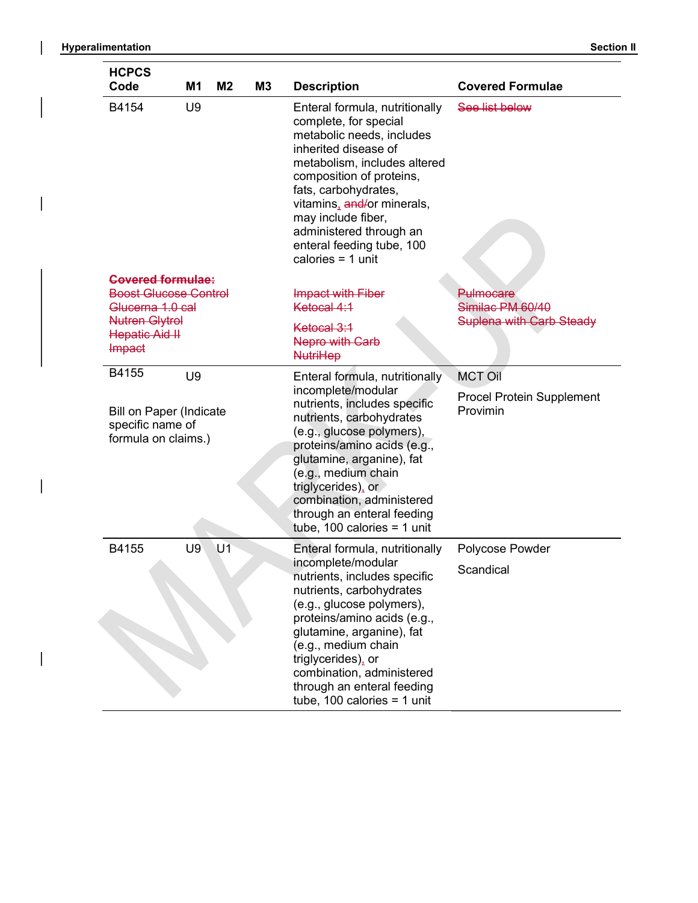| HCPCS Code | M1 | M2 | M3 | Description | Covered Formulae |
|---|---|---|---|---|---|
| B4154 | U9 | | | Enteral formula, nutritionally complete, for special metabolic needs, includes inherited disease of metabolism, includes altered composition of proteins, fats, carbohydrates, vitamins, ~~and/~~or minerals, may include fiber, administered through an enteral feeding tube, 100 calories = 1 unit | ~~See list below~~ |
| ~~Covered formulae:~~ ~~Boost Glucose Control~~ ~~Glucerna 1.0 cal~~ ~~Nutren Glytrol~~ ~~Hepatic Aid II~~ ~~Impact~~ | | | | ~~Impact with Fiber~~ ~~Ketocal 4:1~~ ~~Ketocal 3:1~~ ~~Nepro with Carb~~ ~~NutriHep~~ | ~~Pulmocare~~ ~~Similac PM 60/40~~ ~~Suplena with Carb Steady~~ |
| B4155 Bill on Paper (Indicate specific name of formula on claims.) | U9 | | | Enteral formula, nutritionally incomplete/modular nutrients, includes specific nutrients, carbohydrates (e.g., glucose polymers), proteins/amino acids (e.g., glutamine, arganine), fat (e.g., medium chain triglycerides), or combination, administered through an enteral feeding tube, 100 calories = 1 unit | MCT Oil Procel Protein Supplement Provimin |
| B4155 | U9 | U1 | | Enteral formula, nutritionally incomplete/modular nutrients, includes specific nutrients, carbohydrates (e.g., glucose polymers), proteins/amino acids (e.g., glutamine, arganine), fat (e.g., medium chain triglycerides), or combination, administered through an enteral feeding tube, 100 calories = 1 unit | Polycose Powder Scandical |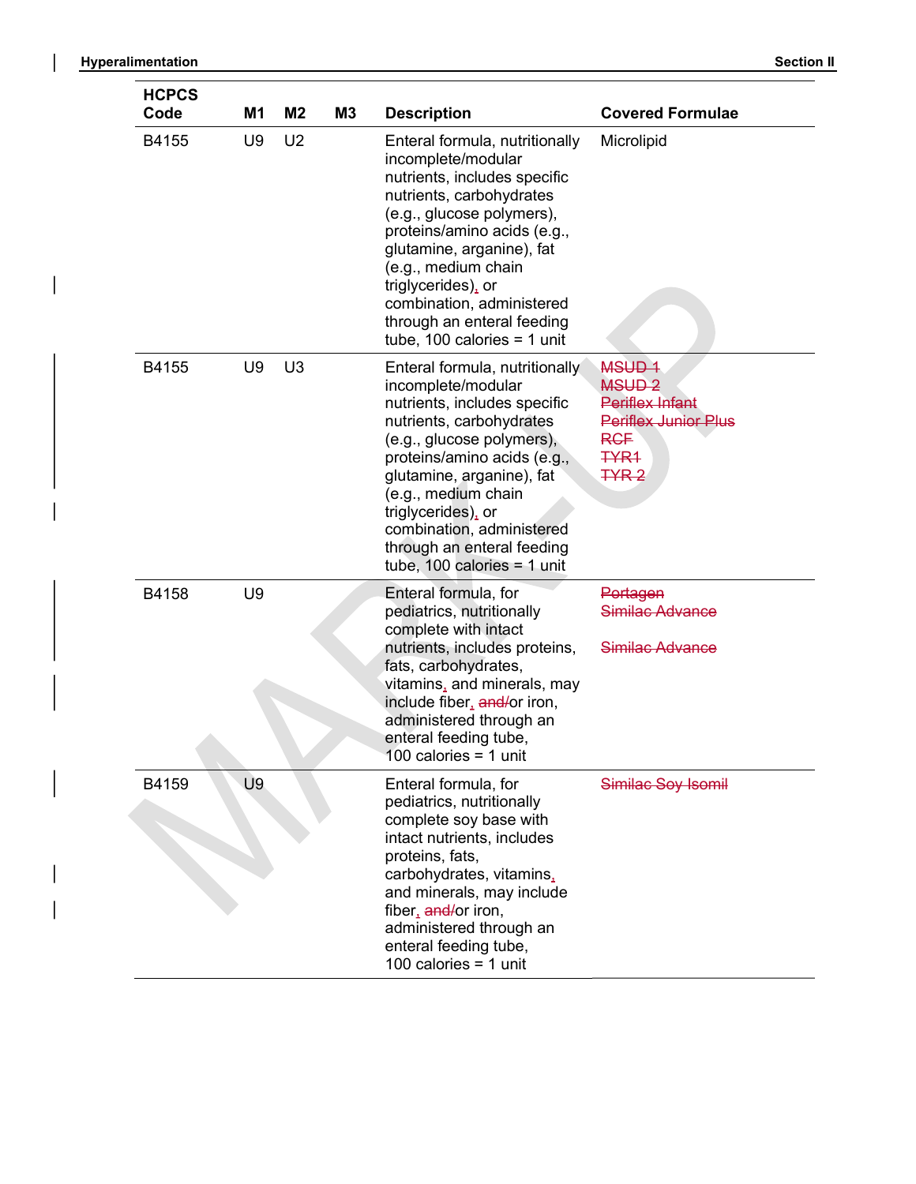| HCPCS Code | M1 | M2 | M3 | Description | Covered Formulae |
|---|---|---|---|---|---|
| B4155 | U9 | U2 | | Enteral formula, nutritionally incomplete/modular nutrients, includes specific nutrients, carbohydrates (e.g., glucose polymers), proteins/amino acids (e.g., glutamine, arganine), fat (e.g., medium chain triglycerides), or combination, administered through an enteral feeding tube, 100 calories = 1 unit | Microlipid |
| B4155 | U9 | U3 | | Enteral formula, nutritionally incomplete/modular nutrients, includes specific nutrients, carbohydrates (e.g., glucose polymers), proteins/amino acids (e.g., glutamine, arganine), fat (e.g., medium chain triglycerides), or combination, administered through an enteral feeding tube, 100 calories = 1 unit | ~~MSUD 1~~ ~~MSUD 2~~ ~~Periflex Infant~~ ~~Periflex Junior Plus~~ ~~RCF~~ ~~TYR1~~ ~~TYR 2~~ |
| B4158 | U9 | | | Enteral formula, for pediatrics, nutritionally complete with intact nutrients, includes proteins, fats, carbohydrates, vitamins, and minerals, may include fiber, ~~and/~~or iron, administered through an enteral feeding tube, 100 calories = 1 unit | ~~Portagen~~ ~~Similac Advance~~ ~~Similac Advance~~ |
| B4159 | U9 | | | Enteral formula, for pediatrics, nutritionally complete soy base with intact nutrients, includes proteins, fats, carbohydrates, vitamins, and minerals, may include fiber, ~~and/~~or iron, administered through an enteral feeding tube, 100 calories = 1 unit | ~~Similac Soy Isomil~~ |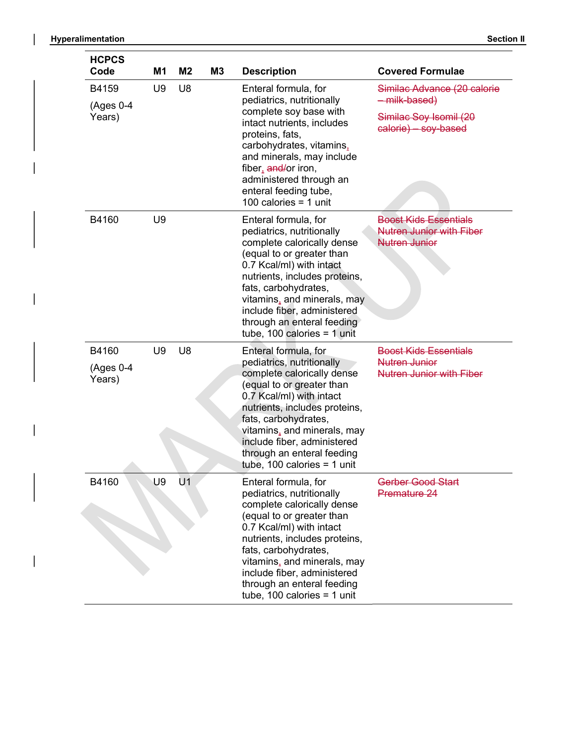| HCPCS Code | M1 | M2 | M3 | Description | Covered Formulae |
|---|---|---|---|---|---|
| B4159 (Ages 0-4 Years) | U9 | U8 | | Enteral formula, for pediatrics, nutritionally complete soy base with intact nutrients, includes proteins, fats, carbohydrates, vitamins, and minerals, may include fiber, and/or iron, administered through an enteral feeding tube, 100 calories = 1 unit | ~~Similac Advance (20 calorie – milk-based)~~ ~~Similac Soy Isomil (20 calorie) – soy-based~~ |
| B4160 | U9 | | | Enteral formula, for pediatrics, nutritionally complete calorically dense (equal to or greater than 0.7 Kcal/ml) with intact nutrients, includes proteins, fats, carbohydrates, vitamins, and minerals, may include fiber, administered through an enteral feeding tube, 100 calories = 1 unit | ~~Boost Kids Essentials~~ ~~Nutren Junior with Fiber~~ ~~Nutren Junior~~ |
| B4160 (Ages 0-4 Years) | U9 | U8 | | Enteral formula, for pediatrics, nutritionally complete calorically dense (equal to or greater than 0.7 Kcal/ml) with intact nutrients, includes proteins, fats, carbohydrates, vitamins, and minerals, may include fiber, administered through an enteral feeding tube, 100 calories = 1 unit | ~~Boost Kids Essentials~~ ~~Nutren Junior~~ ~~Nutren Junior with Fiber~~ |
| B4160 | U9 | U1 | | Enteral formula, for pediatrics, nutritionally complete calorically dense (equal to or greater than 0.7 Kcal/ml) with intact nutrients, includes proteins, fats, carbohydrates, vitamins, and minerals, may include fiber, administered through an enteral feeding tube, 100 calories = 1 unit | ~~Gerber Good Start Premature 24~~ |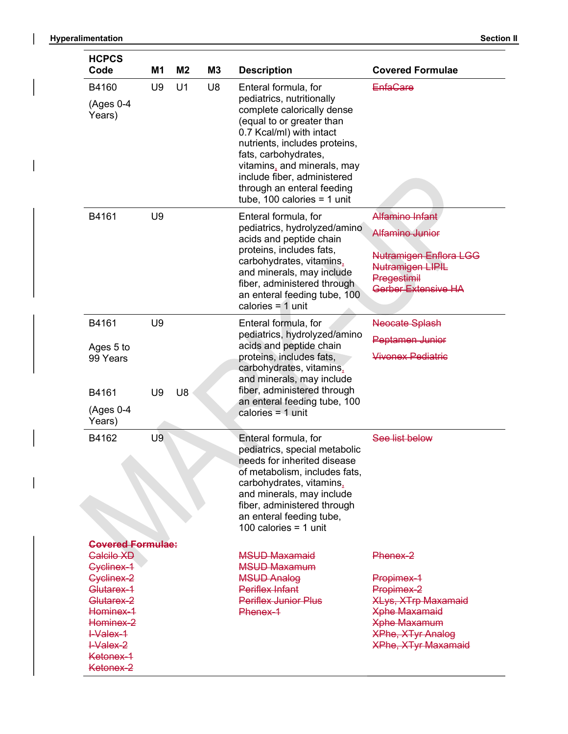| HCPCS Code | M1 | M2 | M3 | Description | Covered Formulae |
|---|---|---|---|---|---|
| B4160 (Ages 0-4 Years) | U9 | U1 | U8 | Enteral formula, for pediatrics, nutritionally complete calorically dense (equal to or greater than 0.7 Kcal/ml) with intact nutrients, includes proteins, fats, carbohydrates, vitamins, and minerals, may include fiber, administered through an enteral feeding tube, 100 calories = 1 unit | ~~EnfaCare~~ |
| B4161 | U9 | | | Enteral formula, for pediatrics, hydrolyzed/amino acids and peptide chain proteins, includes fats, carbohydrates, vitamins, and minerals, may include fiber, administered through an enteral feeding tube, 100 calories = 1 unit | ~~Alfamino Infant~~ ~~Alfamino Junior~~ ~~Nutramigen Enflora LGG~~ ~~Nutramigen LIPIL~~ ~~Pregestimil~~ ~~Gerber Extensive HA~~ |
| B4161 Ages 5 to 99 Years | U9 | | | Enteral formula, for pediatrics, hydrolyzed/amino acids and peptide chain proteins, includes fats, carbohydrates, vitamins, and minerals, may include fiber, administered through an enteral feeding tube, 100 calories = 1 unit | ~~Neocate Splash~~ ~~Peptamen Junior~~ ~~Vivonex Pediatric~~ |
| B4161 (Ages 0-4 Years) | U9 | U8 | | | |
| B4162 | U9 | | | Enteral formula, for pediatrics, special metabolic needs for inherited disease of metabolism, includes fats, carbohydrates, vitamins, and minerals, may include fiber, administered through an enteral feeding tube, 100 calories = 1 unit | ~~See list below~~ |

~~**Covered Formulae:**~~

| | | |
|---|---|---|
| ~~Calcilo XD~~ | ~~MSUD Maxamaid~~ | ~~Phenex-2~~ |
| ~~Cyclinex-1~~ | ~~MSUD Maxamum~~ | |
| ~~Cyclinex-2~~ | ~~MSUD Analog~~ | ~~Propimex-1~~ |
| ~~Glutarex-1~~ | ~~Periflex Infant~~ | ~~Propimex-2~~ |
| ~~Glutarex-2~~ | ~~Periflex Junior Plus~~ | ~~XLys, XTrp Maxamaid~~ |
| ~~Hominex-1~~ | ~~Phenex-1~~ | ~~Xphe Maxamaid~~ |
| ~~Hominex-2~~ | | ~~Xphe Maxamum~~ |
| ~~I-Valex-1~~ | | ~~XPhe, XTyr Analog~~ |
| ~~I-Valex-2~~ | | ~~XPhe, XTyr Maxamaid~~ |
| ~~Ketonex-1~~ | | |
| ~~Ketonex-2~~ | | |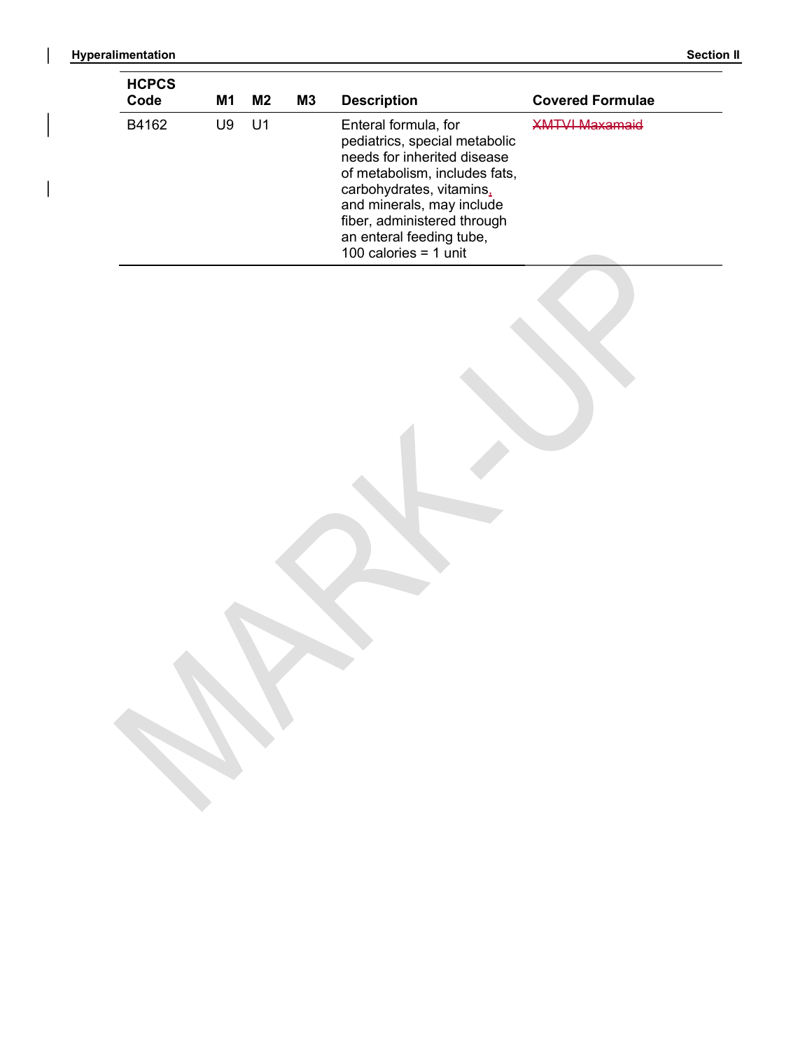| HCPCS Code | M1 | M2 | M3 | Description | Covered Formulae |
|---|---|---|---|---|---|
| B4162 | U9 | U1 | | Enteral formula, for pediatrics, special metabolic needs for inherited disease of metabolism, includes fats, carbohydrates, vitamins, and minerals, may include fiber, administered through an enteral feeding tube, 100 calories = 1 unit | ~~XMTVI Maxamaid~~ |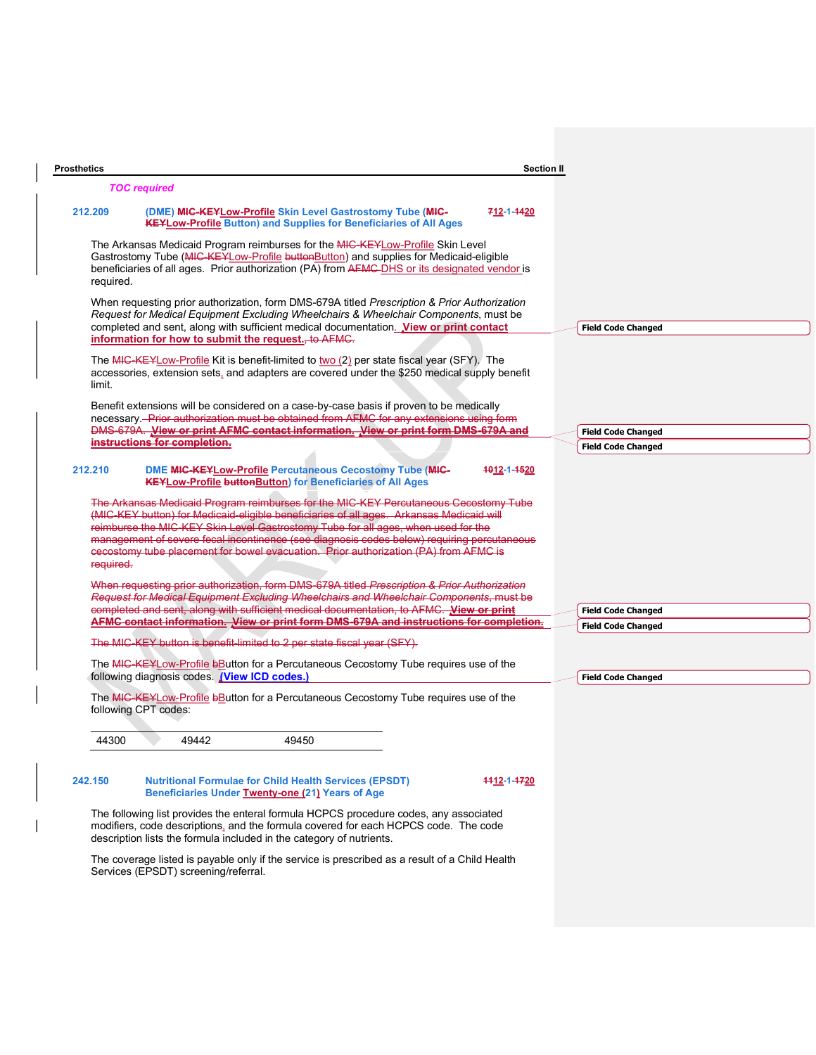*TOC required*

**212.209 (DME) ~~MIC-KEY~~Low-Profile Skin Level Gastrostomy Tube (~~MIC-KEY~~Low-Profile Button) and Supplies for Beneficiaries of All Ages** ~~7~~12-1-~~14~~20

The Arkansas Medicaid Program reimburses for the ~~MIC-KEY~~Low-Profile Skin Level Gastrostomy Tube (~~MIC-KEY~~Low-Profile ~~button~~Button) and supplies for Medicaid-eligible beneficiaries of all ages. Prior authorization (PA) from ~~AFMC~~ DHS or its designated vendor is required.

When requesting prior authorization, form DMS-679A titled *Prescription & Prior Authorization Request for Medical Equipment Excluding Wheelchairs & Wheelchair Components*, must be completed and sent, along with sufficient medical documentation. **View or print contact information for how to submit the request.**~~, to AFMC.~~

The ~~MIC-KEY~~Low-Profile Kit is benefit-limited to two (2) per state fiscal year (SFY). The accessories, extension sets, and adapters are covered under the $250 medical supply benefit limit.

Benefit extensions will be considered on a case-by-case basis if proven to be medically necessary. ~~Prior authorization must be obtained from AFMC for any extensions using form DMS-679A. **View or print AFMC contact information. View or print form DMS-679A and instructions for completion.**~~

**212.210 DME ~~MIC-KEY~~Low-Profile Percutaneous Cecostomy Tube (~~MIC-KEY~~Low-Profile ~~button~~Button) for Beneficiaries of All Ages** ~~10~~12-1-~~15~~20

~~The Arkansas Medicaid Program reimburses for the MIC-KEY Percutaneous Cecostomy Tube (MIC-KEY button) for Medicaid-eligible beneficiaries of all ages. Arkansas Medicaid will reimburse the MIC-KEY Skin Level Gastrostomy Tube for all ages, when used for the management of severe fecal incontinence (see diagnosis codes below) requiring percutaneous cecostomy tube placement for bowel evacuation. Prior authorization (PA) from AFMC is required.~~

~~When requesting prior authorization, form DMS-679A titled *Prescription & Prior Authorization Request for Medical Equipment Excluding Wheelchairs and Wheelchair Components*, must be completed and sent, along with sufficient medical documentation, to AFMC. **View or print AFMC contact information. View or print form DMS-679A and instructions for completion.**~~

~~The MIC-KEY button is benefit-limited to 2 per state fiscal year (SFY).~~

The ~~MIC-KEY~~Low-Profile ~~b~~Button for a Percutaneous Cecostomy Tube requires use of the following diagnosis codes. **(View ICD codes.)**

The ~~MIC-KEY~~Low-Profile ~~b~~Button for a Percutaneous Cecostomy Tube requires use of the following CPT codes:

| | | |
|---|---|---|
| 44300 | 49442 | 49450 |

**242.150 Nutritional Formulae for Child Health Services (EPSDT) Beneficiaries Under Twenty-one (21) Years of Age** ~~11~~12-1-~~17~~20

The following list provides the enteral formula HCPCS procedure codes, any associated modifiers, code descriptions, and the formula covered for each HCPCS code. The code description lists the formula included in the category of nutrients.

The coverage listed is payable only if the service is prescribed as a result of a Child Health Services (EPSDT) screening/referral.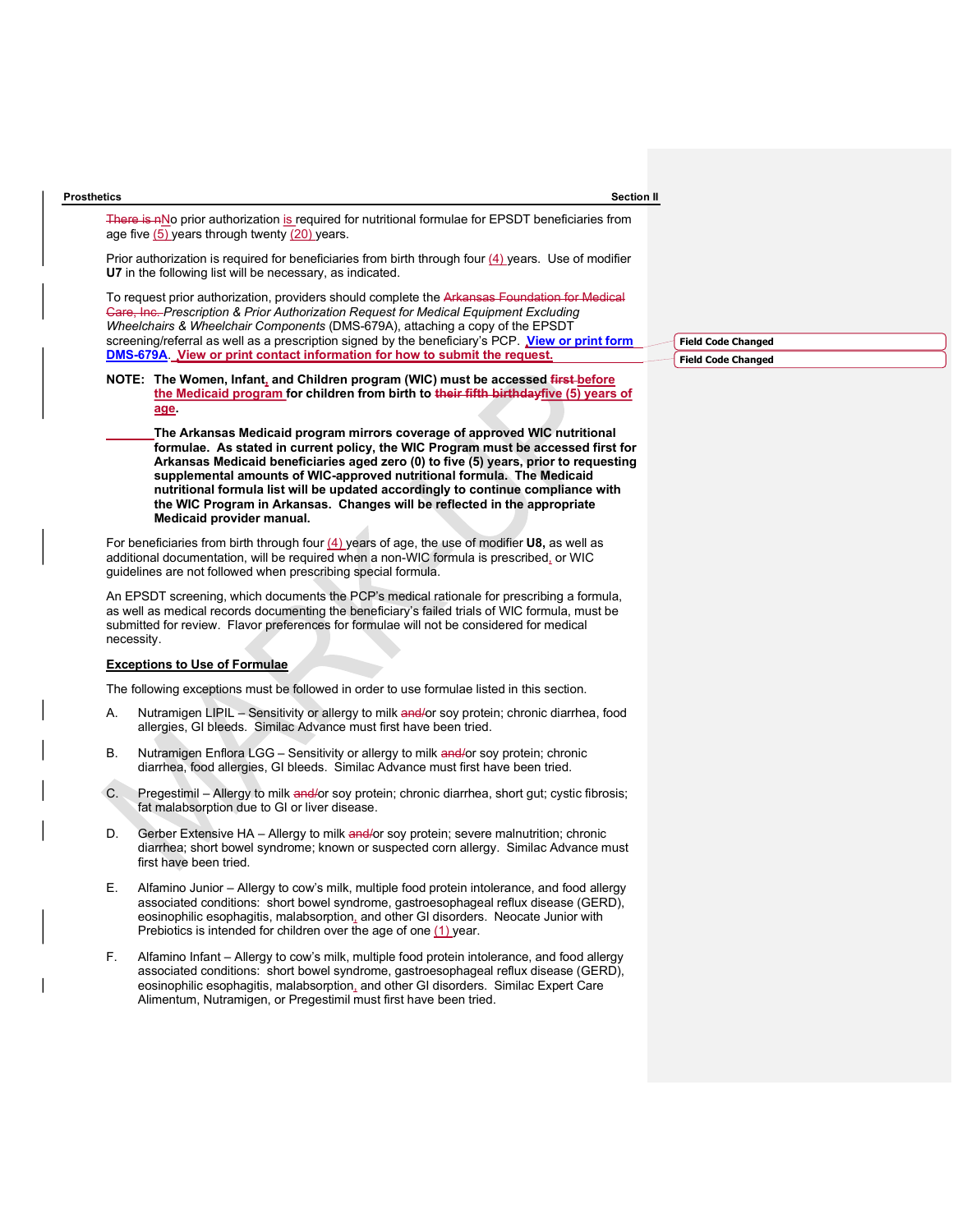~~There is n~~No prior authorization is required for nutritional formulae for EPSDT beneficiaries from age five (5) years through twenty (20) years.

Prior authorization is required for beneficiaries from birth through four (4) years. Use of modifier **U7** in the following list will be necessary, as indicated.

To request prior authorization, providers should complete the ~~Arkansas Foundation for Medical Care, Inc.~~ *Prescription & Prior Authorization Request for Medical Equipment Excluding Wheelchairs & Wheelchair Components* (DMS-679A), attaching a copy of the EPSDT screening/referral as well as a prescription signed by the beneficiary's PCP. **View or print form DMS-679A**. **View or print contact information for how to submit the request.**

**NOTE: The Women, Infant, and Children program (WIC) must be accessed ~~first~~ before the Medicaid program for children from birth to ~~their fifth birthday~~five (5) years of age.**

**The Arkansas Medicaid program mirrors coverage of approved WIC nutritional formulae. As stated in current policy, the WIC Program must be accessed first for Arkansas Medicaid beneficiaries aged zero (0) to five (5) years, prior to requesting supplemental amounts of WIC-approved nutritional formula. The Medicaid nutritional formula list will be updated accordingly to continue compliance with the WIC Program in Arkansas. Changes will be reflected in the appropriate Medicaid provider manual.**

For beneficiaries from birth through four (4) years of age, the use of modifier **U8,** as well as additional documentation, will be required when a non-WIC formula is prescribed, or WIC guidelines are not followed when prescribing special formula.

An EPSDT screening, which documents the PCP's medical rationale for prescribing a formula, as well as medical records documenting the beneficiary's failed trials of WIC formula, must be submitted for review. Flavor preferences for formulae will not be considered for medical necessity.

**Exceptions to Use of Formulae**

The following exceptions must be followed in order to use formulae listed in this section.

A. Nutramigen LIPIL – Sensitivity or allergy to milk ~~and/~~or soy protein; chronic diarrhea, food allergies, GI bleeds. Similac Advance must first have been tried.

B. Nutramigen Enflora LGG – Sensitivity or allergy to milk ~~and/~~or soy protein; chronic diarrhea, food allergies, GI bleeds. Similac Advance must first have been tried.

C. Pregestimil – Allergy to milk ~~and/~~or soy protein; chronic diarrhea, short gut; cystic fibrosis; fat malabsorption due to GI or liver disease.

D. Gerber Extensive HA – Allergy to milk ~~and/~~or soy protein; severe malnutrition; chronic diarrhea; short bowel syndrome; known or suspected corn allergy. Similac Advance must first have been tried.

E. Alfamino Junior – Allergy to cow's milk, multiple food protein intolerance, and food allergy associated conditions: short bowel syndrome, gastroesophageal reflux disease (GERD), eosinophilic esophagitis, malabsorption, and other GI disorders. Neocate Junior with Prebiotics is intended for children over the age of one (1) year.

F. Alfamino Infant – Allergy to cow's milk, multiple food protein intolerance, and food allergy associated conditions: short bowel syndrome, gastroesophageal reflux disease (GERD), eosinophilic esophagitis, malabsorption, and other GI disorders. Similac Expert Care Alimentum, Nutramigen, or Pregestimil must first have been tried.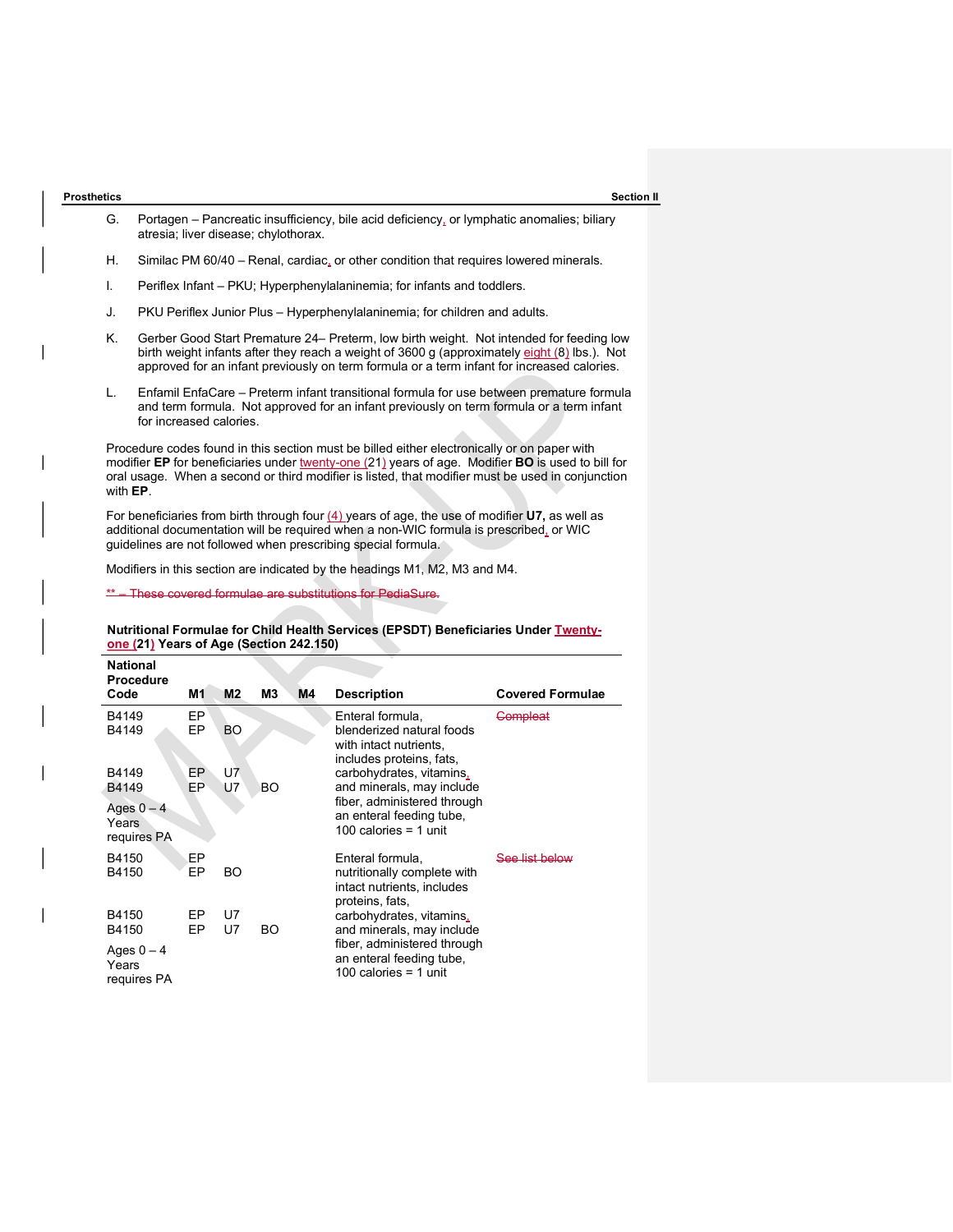G. Portagen – Pancreatic insufficiency, bile acid deficiency, or lymphatic anomalies; biliary atresia; liver disease; chylothorax.

H. Similac PM 60/40 – Renal, cardiac, or other condition that requires lowered minerals.

I. Periflex Infant – PKU; Hyperphenylalaninemia; for infants and toddlers.

J. PKU Periflex Junior Plus – Hyperphenylalaninemia; for children and adults.

K. Gerber Good Start Premature 24– Preterm, low birth weight. Not intended for feeding low birth weight infants after they reach a weight of 3600 g (approximately eight (8) lbs.). Not approved for an infant previously on term formula or a term infant for increased calories.

L. Enfamil EnfaCare – Preterm infant transitional formula for use between premature formula and term formula. Not approved for an infant previously on term formula or a term infant for increased calories.

Procedure codes found in this section must be billed either electronically or on paper with modifier **EP** for beneficiaries under twenty-one (21) years of age. Modifier **BO** is used to bill for oral usage. When a second or third modifier is listed, that modifier must be used in conjunction with **EP**.

For beneficiaries from birth through four (4) years of age, the use of modifier **U7,** as well as additional documentation will be required when a non-WIC formula is prescribed, or WIC guidelines are not followed when prescribing special formula.

Modifiers in this section are indicated by the headings M1, M2, M3 and M4.

~~** – These covered formulae are substitutions for PediaSure.~~

**Nutritional Formulae for Child Health Services (EPSDT) Beneficiaries Under Twenty-one (21) Years of Age (Section 242.150)**

| National Procedure Code | M1 | M2 | M3 | M4 | Description | Covered Formulae |
|---|---|---|---|---|---|---|
| B4149<br>B4149<br><br>B4149<br>B4149<br>Ages 0 – 4 Years requires PA | EP<br>EP<br><br>EP<br>EP | <br>BO<br><br>U7<br>U7 | <br><br><br><br>BO | | Enteral formula, blenderized natural foods with intact nutrients, includes proteins, fats, carbohydrates, vitamins, and minerals, may include fiber, administered through an enteral feeding tube, 100 calories = 1 unit | ~~Compleat~~ |
| B4150<br>B4150<br><br>B4150<br>B4150<br>Ages 0 – 4 Years requires PA | EP<br>EP<br><br>EP<br>EP | <br>BO<br><br>U7<br>U7 | <br><br><br><br>BO | | Enteral formula, nutritionally complete with intact nutrients, includes proteins, fats, carbohydrates, vitamins, and minerals, may include fiber, administered through an enteral feeding tube, 100 calories = 1 unit | ~~See list below~~ |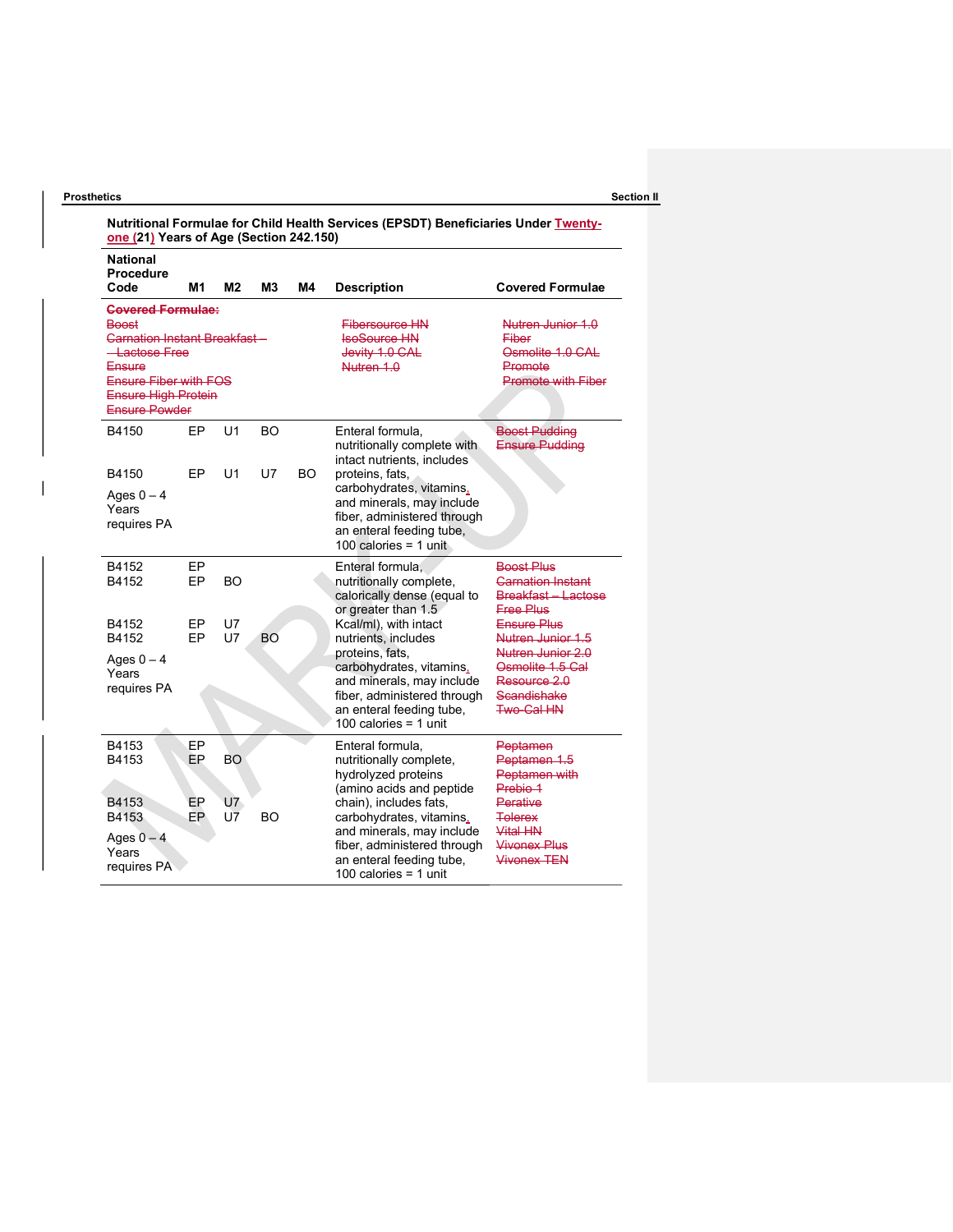Nutritional Formulae for Child Health Services (EPSDT) Beneficiaries Under Twenty-one (21) Years of Age (Section 242.150)

| National Procedure Code | M1 | M2 | M3 | M4 | Description | Covered Formulae |
|---|---|---|---|---|---|---|
| ~~Covered Formulae:~~<br>~~Boost~~<br>~~Carnation Instant Breakfast – Lactose Free~~<br>~~Ensure~~<br>~~Ensure Fiber with FOS~~<br>~~Ensure High Protein~~<br>~~Ensure Powder~~ | | | | | ~~Fibersource HN~~<br>~~IsoSource HN~~<br>~~Jevity 1.0 CAL~~<br>~~Nutren 1.0~~ | ~~Nutren Junior 1.0~~<br>~~Fiber~~<br>~~Osmolite 1.0 CAL~~<br>~~Promote~~<br>~~Promote with Fiber~~ |
| B4150<br><br>B4150<br>Ages 0 – 4 Years requires PA | EP<br><br>EP | U1<br><br>U1 | BO<br><br>U7 | <br><br>BO | Enteral formula, nutritionally complete with intact nutrients, includes proteins, fats, carbohydrates, vitamins, and minerals, may include fiber, administered through an enteral feeding tube, 100 calories = 1 unit | ~~Boost Pudding~~<br>~~Ensure Pudding~~ |
| B4152<br>B4152<br><br>B4152<br>B4152<br>Ages 0 – 4 Years requires PA | EP<br>EP<br><br>EP<br>EP | <br>BO<br><br>U7<br>U7 | <br><br><br><br>BO | | Enteral formula, nutritionally complete, calorically dense (equal to or greater than 1.5 Kcal/ml), with intact nutrients, includes proteins, fats, carbohydrates, vitamins, and minerals, may include fiber, administered through an enteral feeding tube, 100 calories = 1 unit | ~~Boost Plus~~<br>~~Carnation Instant Breakfast – Lactose Free Plus~~<br>~~Ensure Plus~~<br>~~Nutren Junior 1.5~~<br>~~Nutren Junior 2.0~~<br>~~Osmolite 1.5 Cal~~<br>~~Resource 2.0~~<br>~~Scandishake~~<br>~~Two-Cal HN~~ |
| B4153<br>B4153<br><br>B4153<br>B4153<br>Ages 0 – 4 Years requires PA | EP<br>EP<br><br>EP<br>EP | <br>BO<br><br>U7<br>U7 | <br><br><br><br>BO | | Enteral formula, nutritionally complete, hydrolyzed proteins (amino acids and peptide chain), includes fats, carbohydrates, vitamins, and minerals, may include fiber, administered through an enteral feeding tube, 100 calories = 1 unit | ~~Peptamen~~<br>~~Peptamen 1.5~~<br>~~Peptamen with Prebio 1~~<br>~~Perative~~<br>~~Tolerex~~<br>~~Vital HN~~<br>~~Vivonex Plus~~<br>~~Vivonex TEN~~ |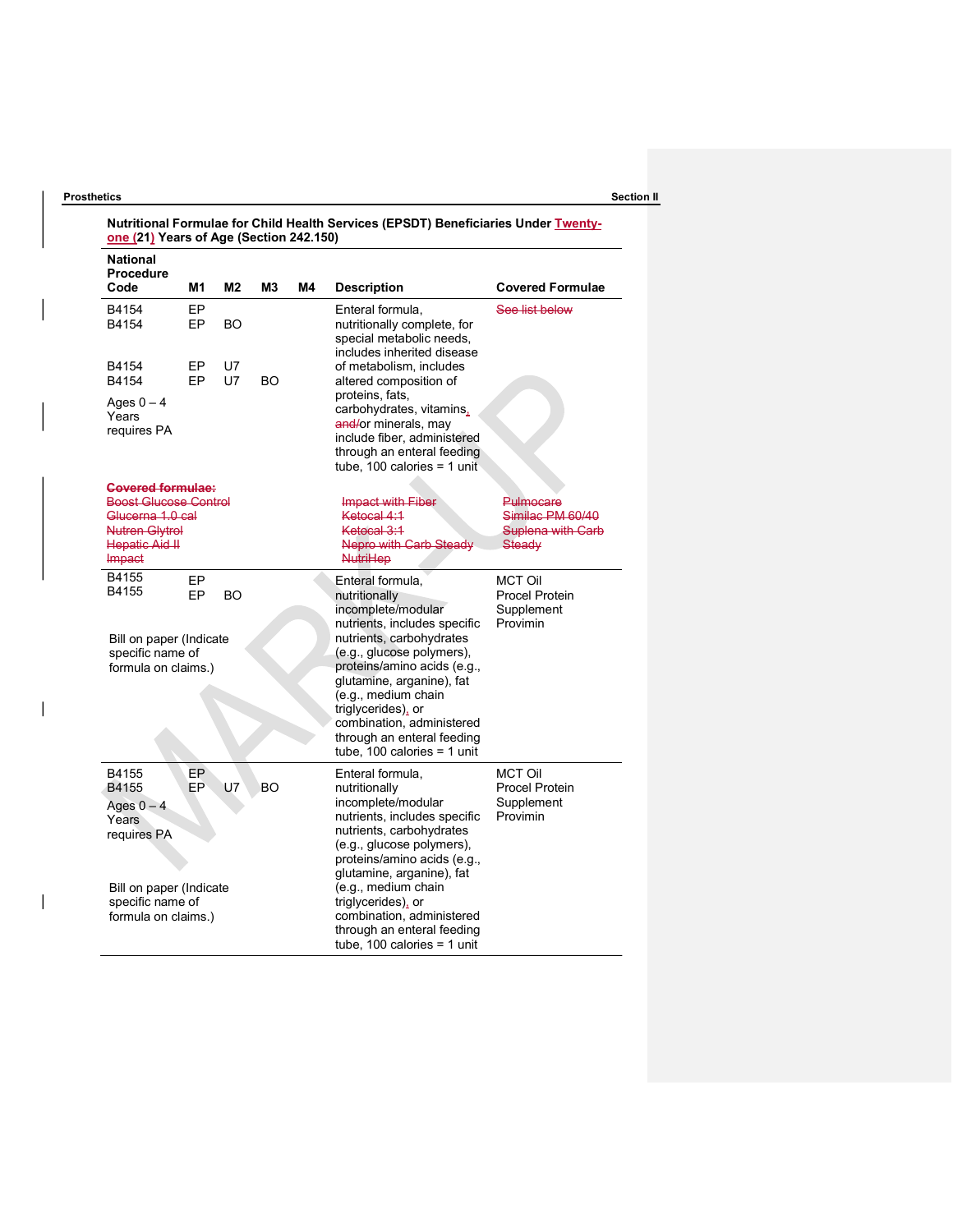Nutritional Formulae for Child Health Services (EPSDT) Beneficiaries Under Twenty-one (21) Years of Age (Section 242.150)

| National Procedure Code | M1 | M2 | M3 | M4 | Description | Covered Formulae |
|---|---|---|---|---|---|---|
| B4154<br>B4154<br><br>B4154<br>B4154<br>Ages 0 – 4 Years requires PA | EP<br>EP<br><br>EP<br>EP | <br>BO<br><br>U7<br>U7 | <br><br><br><br>BO | | Enteral formula, nutritionally complete, for special metabolic needs, includes inherited disease of metabolism, includes altered composition of proteins, fats, carbohydrates, vitamins, ~~and/~~or minerals, may include fiber, administered through an enteral feeding tube, 100 calories = 1 unit | ~~See list below~~ |
| ~~Covered formulae:~~<br>~~Boost Glucose Control~~<br>~~Glucerna 1.0 cal~~<br>~~Nutren Glytrol~~<br>~~Hepatic Aid II~~<br>~~Impact~~ | | | | | ~~Impact with Fiber~~<br>~~Ketocal 4:1~~<br>~~Ketocal 3:1~~<br>~~Nepro with Carb Steady~~<br>~~NutriHep~~ | ~~Pulmocare~~<br>~~Similac PM 60/40~~<br>~~Suplena with Carb Steady~~ |
| B4155<br>B4155<br><br>Bill on paper (Indicate specific name of formula on claims.) | EP<br>EP | <br>BO | | | Enteral formula, nutritionally incomplete/modular nutrients, includes specific nutrients, carbohydrates (e.g., glucose polymers), proteins/amino acids (e.g., glutamine, arganine), fat (e.g., medium chain triglycerides), or combination, administered through an enteral feeding tube, 100 calories = 1 unit | MCT Oil<br>Procel Protein Supplement<br>Provimin |
| B4155<br>B4155<br>Ages 0 – 4 Years requires PA<br><br>Bill on paper (Indicate specific name of formula on claims.) | EP<br>EP | <br>U7 | <br>BO | | Enteral formula, nutritionally incomplete/modular nutrients, includes specific nutrients, carbohydrates (e.g., glucose polymers), proteins/amino acids (e.g., glutamine, arganine), fat (e.g., medium chain triglycerides), or combination, administered through an enteral feeding tube, 100 calories = 1 unit | MCT Oil<br>Procel Protein Supplement<br>Provimin |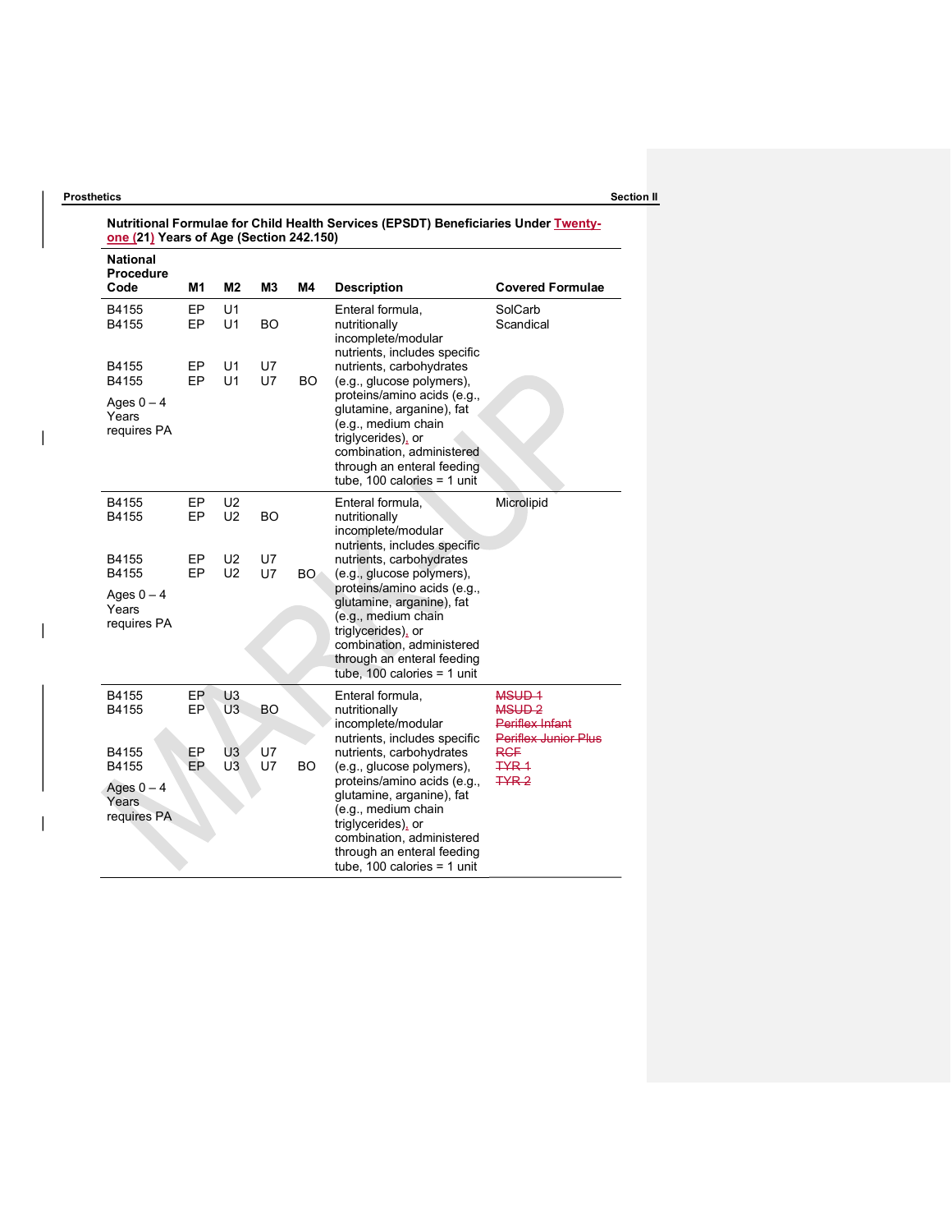Nutritional Formulae for Child Health Services (EPSDT) Beneficiaries Under Twenty-one (21) Years of Age (Section 242.150)

| National Procedure Code | M1 | M2 | M3 | M4 | Description | Covered Formulae |
|---|---|---|---|---|---|---|
| B4155<br>B4155<br><br>B4155<br>B4155<br>Ages 0 – 4 Years requires PA | EP<br>EP<br><br>EP<br>EP | U1<br>U1<br><br>U1<br>U1 | <br>BO<br><br>U7<br>U7 | <br><br><br><br>BO | Enteral formula, nutritionally incomplete/modular nutrients, includes specific nutrients, carbohydrates (e.g., glucose polymers), proteins/amino acids (e.g., glutamine, arganine), fat (e.g., medium chain triglycerides), or combination, administered through an enteral feeding tube, 100 calories = 1 unit | SolCarb<br>Scandical |
| B4155<br>B4155<br><br>B4155<br>B4155<br>Ages 0 – 4 Years requires PA | EP<br>EP<br><br>EP<br>EP | U2<br>U2<br><br>U2<br>U2 | <br>BO<br><br>U7<br>U7 | <br><br><br><br>BO | Enteral formula, nutritionally incomplete/modular nutrients, includes specific nutrients, carbohydrates (e.g., glucose polymers), proteins/amino acids (e.g., glutamine, arganine), fat (e.g., medium chain triglycerides), or combination, administered through an enteral feeding tube, 100 calories = 1 unit | Microlipid |
| B4155<br>B4155<br><br>B4155<br>B4155<br>Ages 0 – 4 Years requires PA | EP<br>EP<br><br>EP<br>EP | U3<br>U3<br><br>U3<br>U3 | <br>BO<br><br>U7<br>U7 | <br><br><br><br>BO | Enteral formula, nutritionally incomplete/modular nutrients, includes specific nutrients, carbohydrates (e.g., glucose polymers), proteins/amino acids (e.g., glutamine, arganine), fat (e.g., medium chain triglycerides), or combination, administered through an enteral feeding tube, 100 calories = 1 unit | ~~MSUD 1~~<br>~~MSUD 2~~<br>~~Periflex Infant~~<br>~~Periflex Junior Plus~~<br>~~RCF~~<br>~~TYR 1~~<br>~~TYR 2~~ |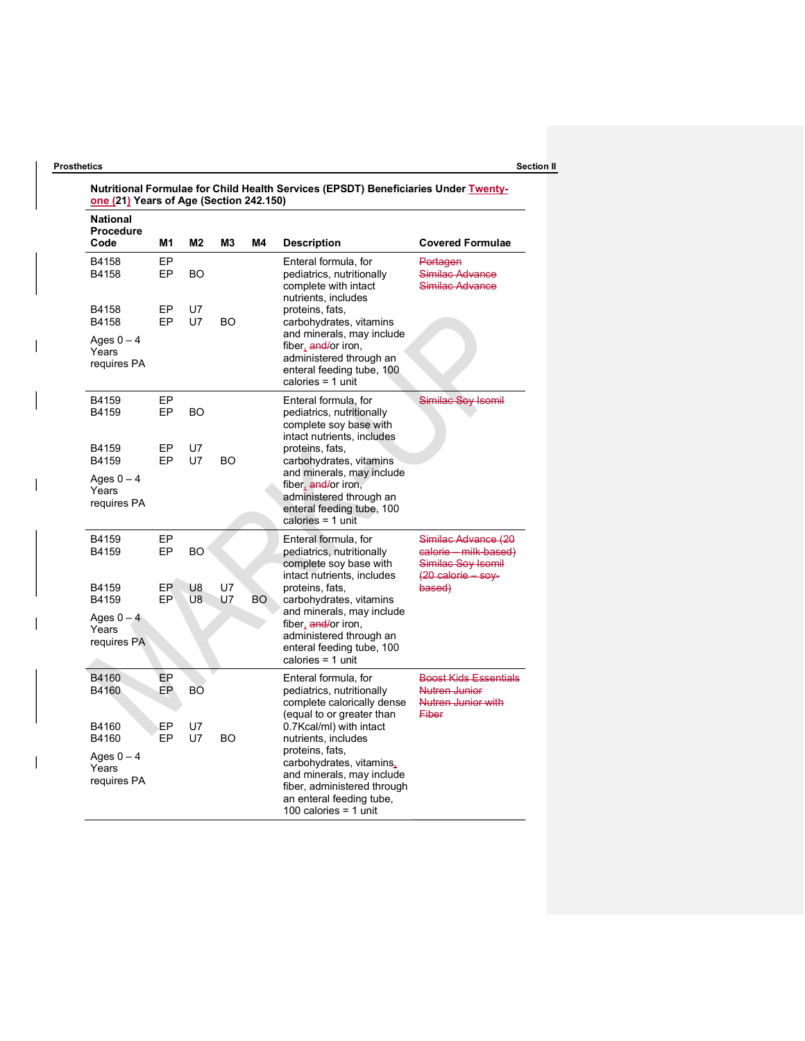## Nutritional Formulae for Child Health Services (EPSDT) Beneficiaries Under Twenty-one (21) Years of Age (Section 242.150)

| National Procedure Code | M1 | M2 | M3 | M4 | Description | Covered Formulae |
|---|---|---|---|---|---|---|
| B4158<br>B4158<br><br>B4158<br>B4158<br><br>Ages 0 – 4 Years requires PA | EP<br>EP<br><br>EP<br>EP | <br>BO<br><br>U7<br>U7 | <br><br><br><br>BO | | Enteral formula, for pediatrics, nutritionally complete with intact nutrients, includes proteins, fats, carbohydrates, vitamins and minerals, may include fiber, and/or iron, administered through an enteral feeding tube, 100 calories = 1 unit | ~~Portagen~~<br>~~Similac Advance~~<br>~~Similac Advance~~ |
| B4159<br>B4159<br><br>B4159<br>B4159<br><br>Ages 0 – 4 Years requires PA | EP<br>EP<br><br>EP<br>EP | <br>BO<br><br>U7<br>U7 | <br><br><br><br>BO | | Enteral formula, for pediatrics, nutritionally complete soy base with intact nutrients, includes proteins, fats, carbohydrates, vitamins and minerals, may include fiber, and/or iron, administered through an enteral feeding tube, 100 calories = 1 unit | ~~Similac Soy Isomil~~ |
| B4159<br>B4159<br><br>B4159<br>B4159<br><br>Ages 0 – 4 Years requires PA | EP<br>EP<br><br>EP<br>EP | <br>BO<br><br>U8<br>U8 | <br><br><br>U7<br>U7 | <br><br><br><br>BO | Enteral formula, for pediatrics, nutritionally complete soy base with intact nutrients, includes proteins, fats, carbohydrates, vitamins and minerals, may include fiber, and/or iron, administered through an enteral feeding tube, 100 calories = 1 unit | ~~Similac Advance (20 calorie – milk-based)~~<br>~~Similac Soy Isomil (20 calorie – soy-based)~~ |
| B4160<br>B4160<br><br>B4160<br>B4160<br><br>Ages 0 – 4 Years requires PA | EP<br>EP<br><br>EP<br>EP | <br>BO<br><br>U7<br>U7 | <br><br><br><br>BO | | Enteral formula, for pediatrics, nutritionally complete calorically dense (equal to or greater than 0.7Kcal/ml) with intact nutrients, includes proteins, fats, carbohydrates, vitamins, and minerals, may include fiber, administered through an enteral feeding tube, 100 calories = 1 unit | ~~Boost Kids Essentials~~<br>~~Nutren Junior~~<br>~~Nutren Junior with Fiber~~ |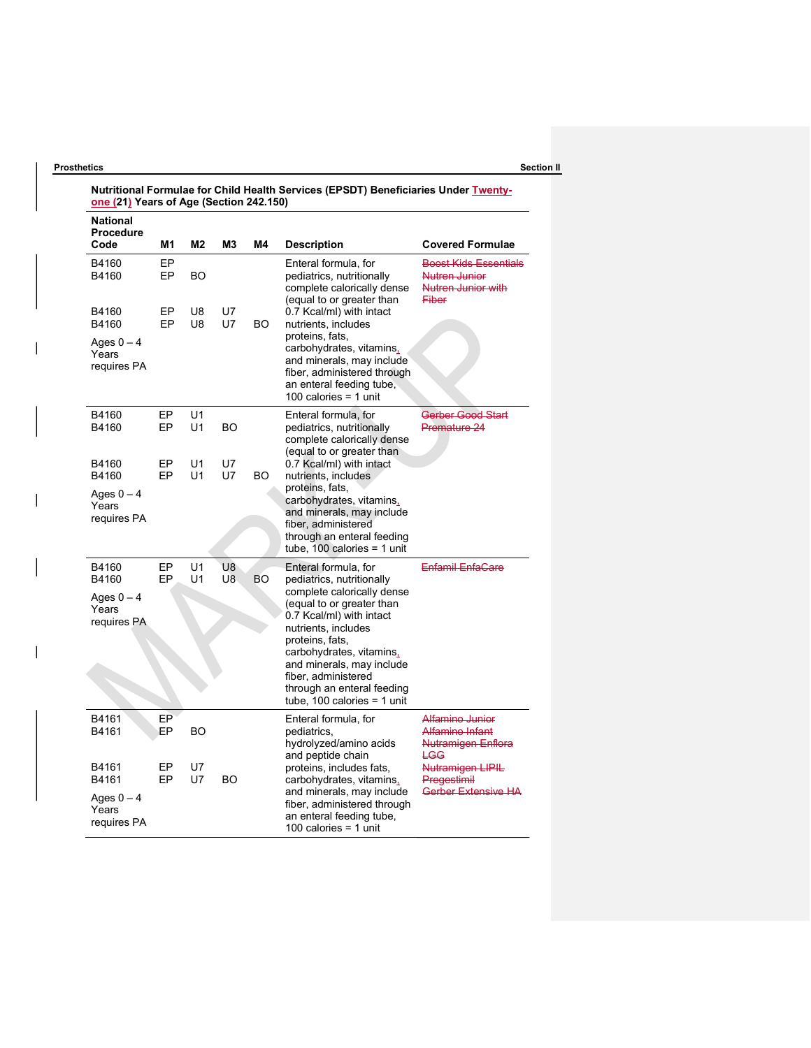Nutritional Formulae for Child Health Services (EPSDT) Beneficiaries Under Twenty-one (21) Years of Age (Section 242.150)

| National Procedure Code | M1 | M2 | M3 | M4 | Description | Covered Formulae |
|---|---|---|---|---|---|---|
| B4160<br>B4160<br><br>B4160<br>B4160<br><br>Ages 0 – 4 Years requires PA | EP<br>EP<br><br>EP<br>EP | <br>BO<br><br>U8<br>U8 | <br><br><br>U7<br>U7 | <br><br><br><br>BO | Enteral formula, for pediatrics, nutritionally complete calorically dense (equal to or greater than 0.7 Kcal/ml) with intact nutrients, includes proteins, fats, carbohydrates, vitamins, and minerals, may include fiber, administered through an enteral feeding tube, 100 calories = 1 unit | ~~Boost Kids Essentials~~<br>~~Nutren Junior~~<br>~~Nutren Junior with Fiber~~ |
| B4160<br>B4160<br><br>B4160<br>B4160<br><br>Ages 0 – 4 Years requires PA | EP<br>EP<br><br>EP<br>EP | U1<br>U1<br><br>U1<br>U1 | <br>BO<br><br>U7<br>U7 | <br><br><br><br>BO | Enteral formula, for pediatrics, nutritionally complete calorically dense (equal to or greater than 0.7 Kcal/ml) with intact nutrients, includes proteins, fats, carbohydrates, vitamins, and minerals, may include fiber, administered through an enteral feeding tube, 100 calories = 1 unit | ~~Gerber Good Start Premature 24~~ |
| B4160<br>B4160<br><br>Ages 0 – 4 Years requires PA | EP<br>EP | U1<br>U1 | U8<br>U8 | <br>BO | Enteral formula, for pediatrics, nutritionally complete calorically dense (equal to or greater than 0.7 Kcal/ml) with intact nutrients, includes proteins, fats, carbohydrates, vitamins, and minerals, may include fiber, administered through an enteral feeding tube, 100 calories = 1 unit | ~~Enfamil EnfaCare~~ |
| B4161<br>B4161<br><br>B4161<br>B4161<br><br>Ages 0 – 4 Years requires PA | EP<br>EP<br><br>EP<br>EP | <br>BO<br><br>U7<br>U7 | <br><br><br><br>BO | | Enteral formula, for pediatrics, hydrolyzed/amino acids and peptide chain proteins, includes fats, carbohydrates, vitamins, and minerals, may include fiber, administered through an enteral feeding tube, 100 calories = 1 unit | ~~Alfamino Junior~~<br>~~Alfamino Infant~~<br>~~Nutramigen Enflora LGG~~<br>~~Nutramigen LIPIL~~<br>~~Pregestimil~~<br>~~Gerber Extensive HA~~ |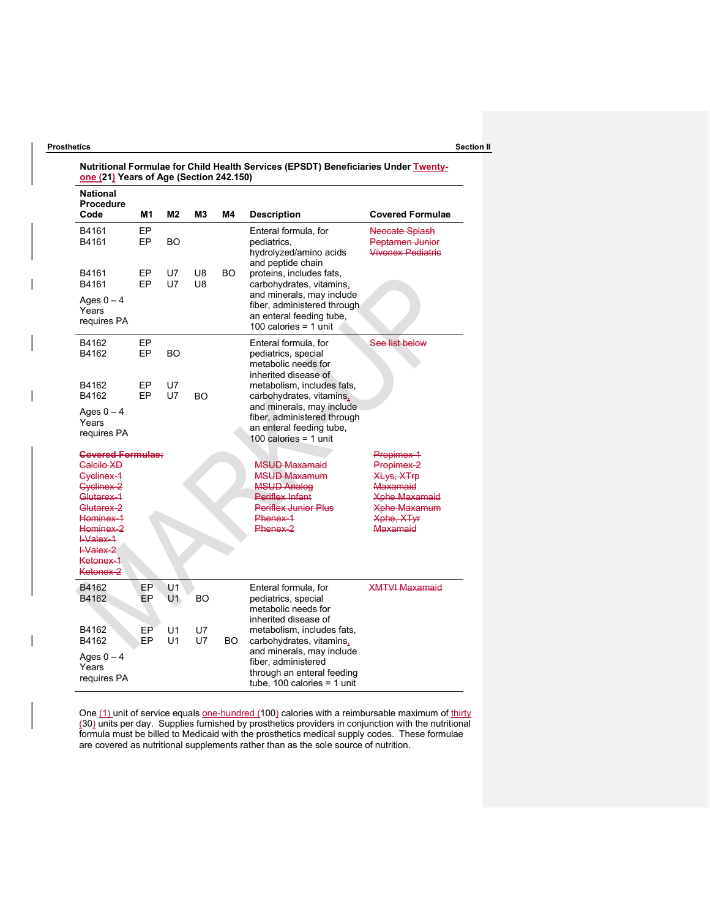**Nutritional Formulae for Child Health Services (EPSDT) Beneficiaries Under Twenty-one (21) Years of Age (Section 242.150)**

| National Procedure Code | M1 | M2 | M3 | M4 | Description | Covered Formulae |
|---|---|---|---|---|---|---|
| B4161 | EP | | | | Enteral formula, for pediatrics, hydrolyzed/amino acids and peptide chain proteins, includes fats, carbohydrates, vitamins, and minerals, may include fiber, administered through an enteral feeding tube, 100 calories = 1 unit | ~~Neocate Splash~~ ~~Peptamen Junior~~ ~~Vivonex Pediatric~~ |
| B4161 | EP | BO | | | | |
| B4161 | EP | U7 | U8 | BO | | |
| B4161 | EP | U7 | U8 | | | |
| Ages 0 – 4 Years requires PA | | | | | | |
| B4162 | EP | | | | Enteral formula, for pediatrics, special metabolic needs for inherited disease of metabolism, includes fats, carbohydrates, vitamins, and minerals, may include fiber, administered through an enteral feeding tube, 100 calories = 1 unit | ~~See list below~~ |
| B4162 | EP | BO | | | | |
| B4162 | EP | U7 | | | | |
| B4162 | EP | U7 | BO | | | |
| Ages 0 – 4 Years requires PA | | | | | | |
| B4162 | EP | U1 | | | Enteral formula, for pediatrics, special metabolic needs for inherited disease of metabolism, includes fats, carbohydrates, vitamins, and minerals, may include fiber, administered through an enteral feeding tube, 100 calories = 1 unit | ~~XMTVI Maxamaid~~ |
| B4162 | EP | U1 | BO | | | |
| B4162 | EP | U1 | U7 | | | |
| B4162 | EP | U1 | U7 | BO | | |
| Ages 0 – 4 Years requires PA | | | | | | |

~~**Covered Formulae:**~~

~~Calcilo XD~~
~~Cyclinex-1~~
~~Cyclinex-2~~
~~Glutarex-1~~
~~Glutarex-2~~
~~Hominex-1~~
~~Hominex-2~~
~~I-Valex-1~~
~~I-Valex-2~~
~~Ketonex-1~~
~~Ketonex-2~~
~~MSUD Maxamaid~~
~~MSUD Maxamum~~
~~MSUD Analog~~
~~Periflex Infant~~
~~Periflex Junior Plus~~
~~Phenex-1~~
~~Phenex-2~~
~~Propimex-1~~
~~Propimex-2~~
~~XLys, XTrp~~
~~Maxamaid~~
~~Xphe Maxamaid~~
~~Xphe Maxamum~~
~~Xphe, XTyr~~
~~Maxamaid~~

One (1) unit of service equals one-hundred (100) calories with a reimbursable maximum of thirty (30) units per day. Supplies furnished by prosthetics providers in conjunction with the nutritional formula must be billed to Medicaid with the prosthetics medical supply codes. These formulae are covered as nutritional supplements rather than as the sole source of nutrition.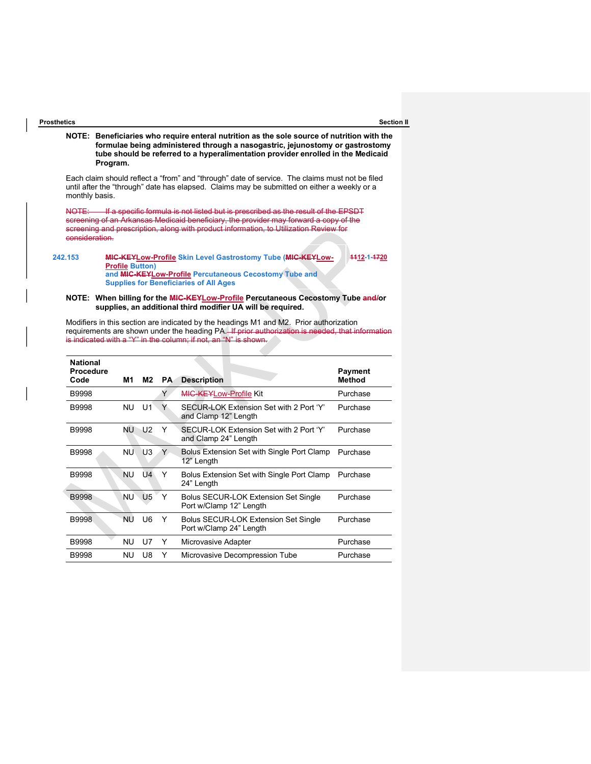**NOTE: Beneficiaries who require enteral nutrition as the sole source of nutrition with the formulae being administered through a nasogastric, jejunostomy or gastrostomy tube should be referred to a hyperalimentation provider enrolled in the Medicaid Program.**

Each claim should reflect a "from" and "through" date of service. The claims must not be filed until after the "through" date has elapsed. Claims may be submitted on either a weekly or a monthly basis.

~~NOTE: If a specific formula is not listed but is prescribed as the result of the EPSDT screening of an Arkansas Medicaid beneficiary, the provider may forward a copy of the screening and prescription, along with product information, to Utilization Review for consideration.~~

### 242.153 ~~MIC-KEY~~Low-Profile Skin Level Gastrostomy Tube (~~MIC-KEY~~Low-Profile Button) and ~~MIC-KEY~~Low-Profile Percutaneous Cecostomy Tube and Supplies for Beneficiaries of All Ages

~~11~~12-1-~~17~~20

**NOTE: When billing for the ~~MIC-KEY~~Low-Profile Percutaneous Cecostomy Tube ~~and~~/or supplies, an additional third modifier UA will be required.**

Modifiers in this section are indicated by the headings M1 and M2. Prior authorization requirements are shown under the heading PA.~~ If prior authorization is needed, that information is indicated with a "Y" in the column; if not, an "N" is shown.~~

| National Procedure Code | M1 | M2 | PA | Description | Payment Method |
|---|---|---|---|---|---|
| B9998 | | | Y | ~~MIC-KEY~~Low-Profile Kit | Purchase |
| B9998 | NU | U1 | Y | SECUR-LOK Extension Set with 2 Port 'Y' and Clamp 12" Length | Purchase |
| B9998 | NU | U2 | Y | SECUR-LOK Extension Set with 2 Port 'Y' and Clamp 24" Length | Purchase |
| B9998 | NU | U3 | Y | Bolus Extension Set with Single Port Clamp 12" Length | Purchase |
| B9998 | NU | U4 | Y | Bolus Extension Set with Single Port Clamp 24" Length | Purchase |
| B9998 | NU | U5 | Y | Bolus SECUR-LOK Extension Set Single Port w/Clamp 12" Length | Purchase |
| B9998 | NU | U6 | Y | Bolus SECUR-LOK Extension Set Single Port w/Clamp 24" Length | Purchase |
| B9998 | NU | U7 | Y | Microvasive Adapter | Purchase |
| B9998 | NU | U8 | Y | Microvasive Decompression Tube | Purchase |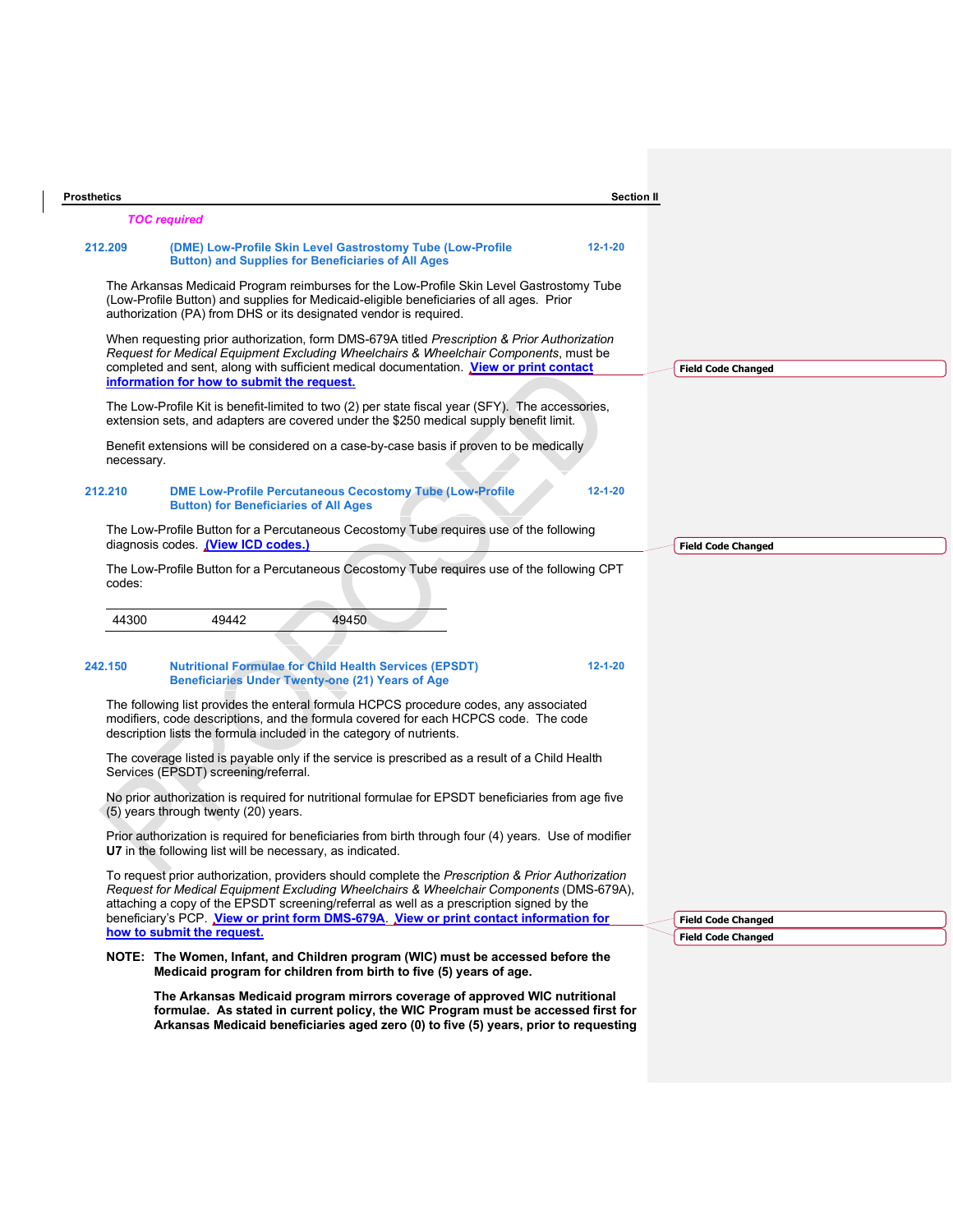*TOC required*

### 212.209 (DME) Low-Profile Skin Level Gastrostomy Tube (Low-Profile Button) and Supplies for Beneficiaries of All Ages 12-1-20

The Arkansas Medicaid Program reimburses for the Low-Profile Skin Level Gastrostomy Tube (Low-Profile Button) and supplies for Medicaid-eligible beneficiaries of all ages. Prior authorization (PA) from DHS or its designated vendor is required.

When requesting prior authorization, form DMS-679A titled *Prescription & Prior Authorization Request for Medical Equipment Excluding Wheelchairs & Wheelchair Components*, must be completed and sent, along with sufficient medical documentation. **View or print contact information for how to submit the request.**

The Low-Profile Kit is benefit-limited to two (2) per state fiscal year (SFY). The accessories, extension sets, and adapters are covered under the $250 medical supply benefit limit.

Benefit extensions will be considered on a case-by-case basis if proven to be medically necessary.

### 212.210 DME Low-Profile Percutaneous Cecostomy Tube (Low-Profile Button) for Beneficiaries of All Ages 12-1-20

The Low-Profile Button for a Percutaneous Cecostomy Tube requires use of the following diagnosis codes. **(View ICD codes.)**

The Low-Profile Button for a Percutaneous Cecostomy Tube requires use of the following CPT codes:

| | | |
|---|---|---|
| 44300 | 49442 | 49450 |

### 242.150 Nutritional Formulae for Child Health Services (EPSDT) Beneficiaries Under Twenty-one (21) Years of Age 12-1-20

The following list provides the enteral formula HCPCS procedure codes, any associated modifiers, code descriptions, and the formula covered for each HCPCS code. The code description lists the formula included in the category of nutrients.

The coverage listed is payable only if the service is prescribed as a result of a Child Health Services (EPSDT) screening/referral.

No prior authorization is required for nutritional formulae for EPSDT beneficiaries from age five (5) years through twenty (20) years.

Prior authorization is required for beneficiaries from birth through four (4) years. Use of modifier **U7** in the following list will be necessary, as indicated.

To request prior authorization, providers should complete the *Prescription & Prior Authorization Request for Medical Equipment Excluding Wheelchairs & Wheelchair Components* (DMS-679A), attaching a copy of the EPSDT screening/referral as well as a prescription signed by the beneficiary's PCP. **View or print form DMS-679A**. **View or print contact information for how to submit the request.**

**NOTE: The Women, Infant, and Children program (WIC) must be accessed before the Medicaid program for children from birth to five (5) years of age.**

**The Arkansas Medicaid program mirrors coverage of approved WIC nutritional formulae. As stated in current policy, the WIC Program must be accessed first for Arkansas Medicaid beneficiaries aged zero (0) to five (5) years, prior to requesting**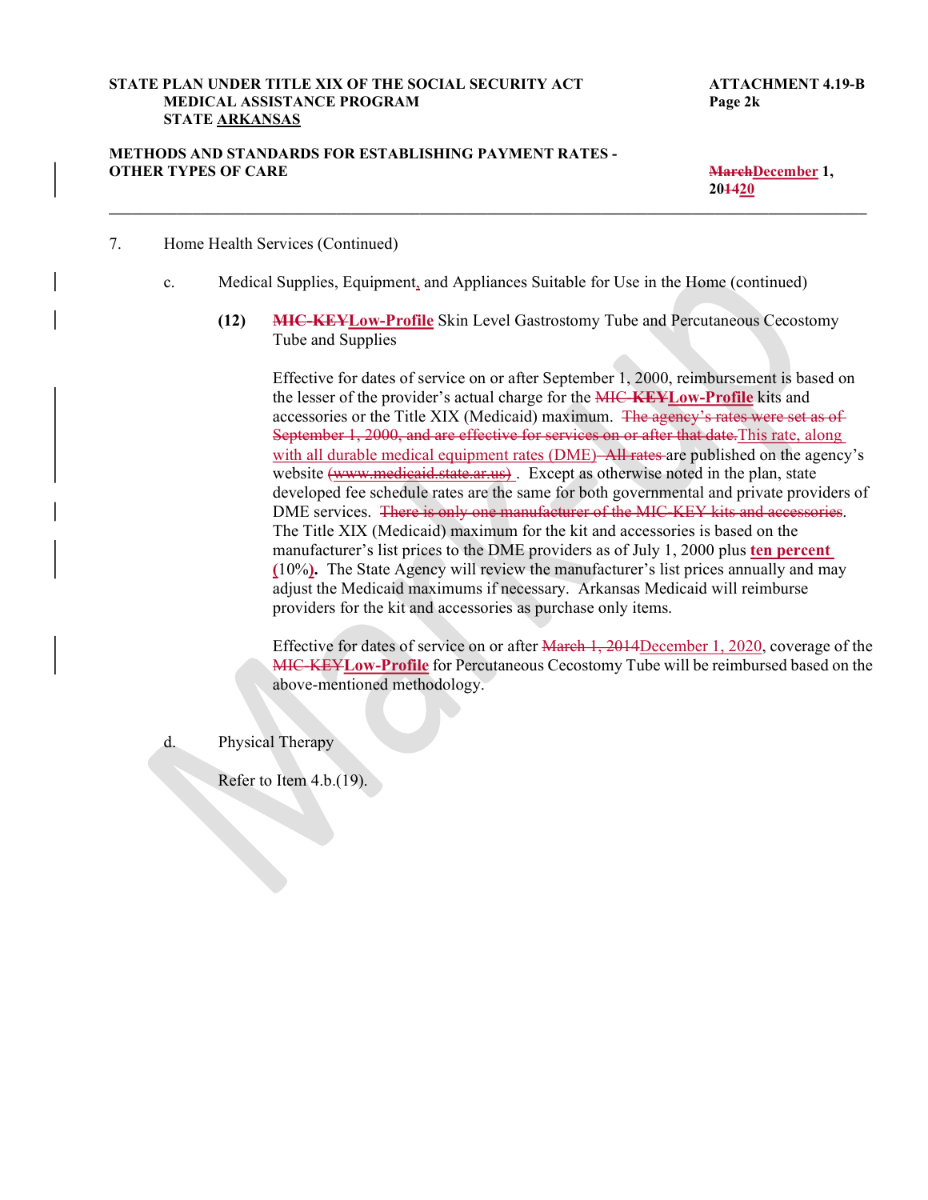STATE PLAN UNDER TITLE XIX OF THE SOCIAL SECURITY ACT
MEDICAL ASSISTANCE PROGRAM
STATE ARKANSAS

ATTACHMENT 4.19-B
Page 2k

METHODS AND STANDARDS FOR ESTABLISHING PAYMENT RATES - OTHER TYPES OF CARE

~~March~~December 1, 20~~14~~20

7. Home Health Services (Continued)

c. Medical Supplies, Equipment, and Appliances Suitable for Use in the Home (continued)

**(12)** ~~**MIC-KEY**~~**Low-Profile** Skin Level Gastrostomy Tube and Percutaneous Cecostomy Tube and Supplies

Effective for dates of service on or after September 1, 2000, reimbursement is based on the lesser of the provider's actual charge for the ~~MIC-KEY~~**Low-Profile** kits and accessories or the Title XIX (Medicaid) maximum. ~~The agency's rates were set as of September 1, 2000, and are effective for services on or after that date.~~This rate, along with all durable medical equipment rates (DME) ~~All rates~~ are published on the agency's website ~~(www.medicaid.state.ar.us)~~ . Except as otherwise noted in the plan, state developed fee schedule rates are the same for both governmental and private providers of DME services. ~~There is only one manufacturer of the MIC-KEY kits and accessories~~. The Title XIX (Medicaid) maximum for the kit and accessories is based on the manufacturer's list prices to the DME providers as of July 1, 2000 plus **ten percent (**10%**).** The State Agency will review the manufacturer's list prices annually and may adjust the Medicaid maximums if necessary. Arkansas Medicaid will reimburse providers for the kit and accessories as purchase only items.

Effective for dates of service on or after ~~March 1, 2014~~December 1, 2020, coverage of the ~~MIC-KEY~~**Low-Profile** for Percutaneous Cecostomy Tube will be reimbursed based on the above-mentioned methodology.

d. Physical Therapy

Refer to Item 4.b.(19).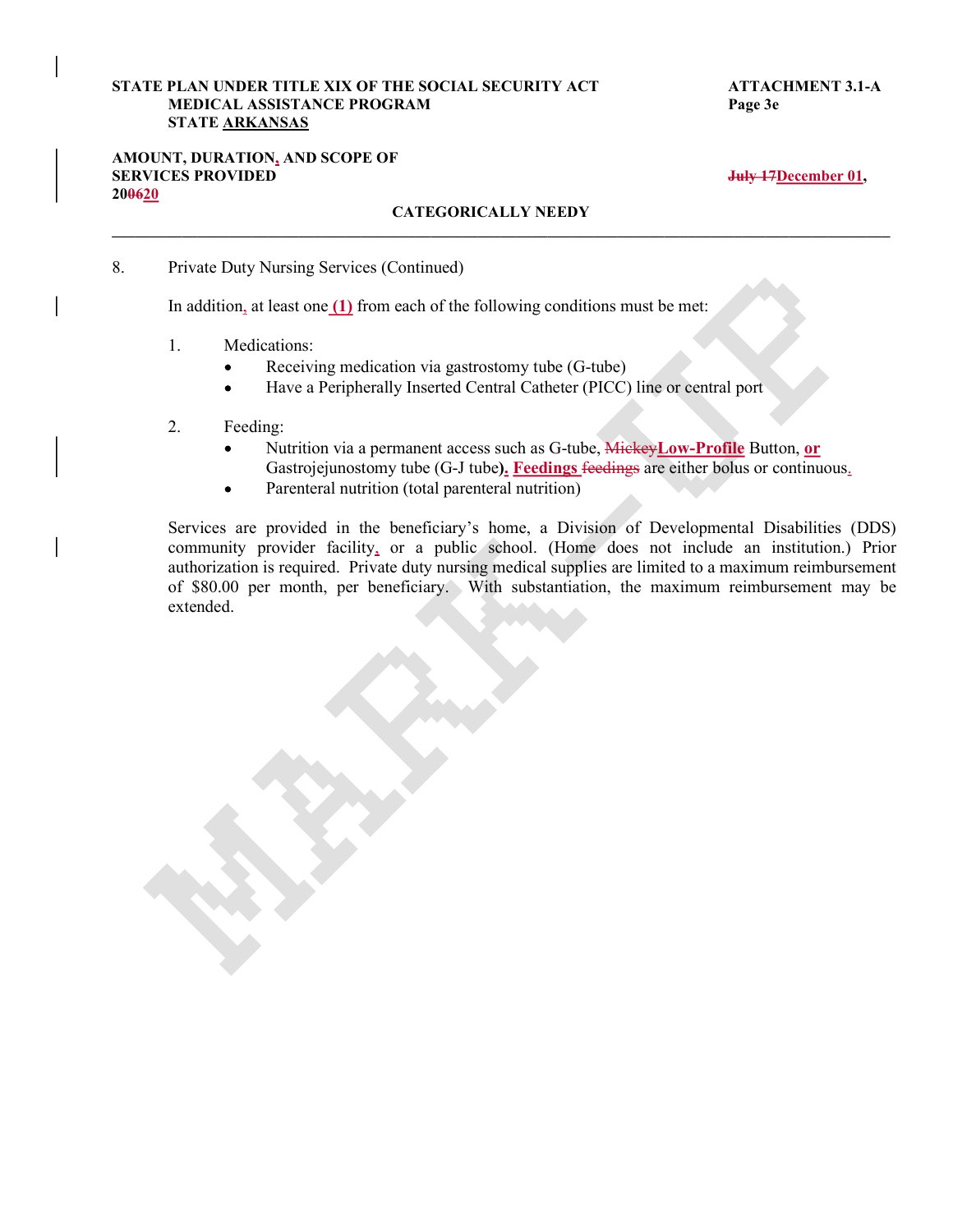STATE PLAN UNDER TITLE XIX OF THE SOCIAL SECURITY ACT
MEDICAL ASSISTANCE PROGRAM
STATE ARKANSAS

ATTACHMENT 3.1-A
Page 3e

AMOUNT, DURATION, AND SCOPE OF SERVICES PROVIDED

~~July 17~~December 01, 20~~06~~20

CATEGORICALLY NEEDY

8. Private Duty Nursing Services (Continued)

In addition, at least one (1) from each of the following conditions must be met:

1. Medications:
   - Receiving medication via gastrostomy tube (G-tube)
   - Have a Peripherally Inserted Central Catheter (PICC) line or central port

2. Feeding:
   - Nutrition via a permanent access such as G-tube, ~~Mickey~~Low-Profile Button, or Gastrojejunostomy tube (G-J tube). Feedings ~~feedings~~ are either bolus or continuous.
   - Parenteral nutrition (total parenteral nutrition)

Services are provided in the beneficiary's home, a Division of Developmental Disabilities (DDS) community provider facility, or a public school. (Home does not include an institution.) Prior authorization is required. Private duty nursing medical supplies are limited to a maximum reimbursement of $80.00 per month, per beneficiary. With substantiation, the maximum reimbursement may be extended.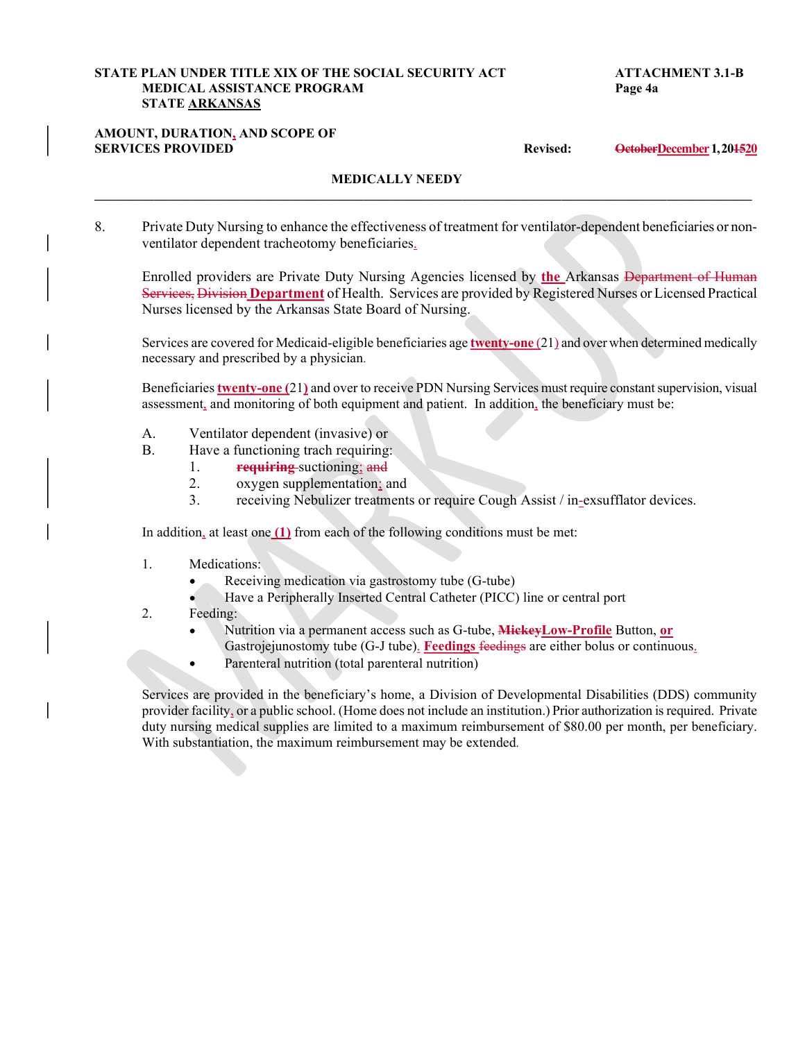**STATE PLAN UNDER TITLE XIX OF THE SOCIAL SECURITY ACT**
**MEDICAL ASSISTANCE PROGRAM**
**STATE ARKANSAS**

**ATTACHMENT 3.1-B**
**Page 4a**

**AMOUNT, DURATION, AND SCOPE OF SERVICES PROVIDED**

**Revised:** ~~October~~December 1, 20~~15~~20

**MEDICALLY NEEDY**

---

8. Private Duty Nursing to enhance the effectiveness of treatment for ventilator-dependent beneficiaries or non-ventilator dependent tracheotomy beneficiaries.

   Enrolled providers are Private Duty Nursing Agencies licensed by **the** Arkansas ~~Department of Human Services, Division~~ **Department** of Health. Services are provided by Registered Nurses or Licensed Practical Nurses licensed by the Arkansas State Board of Nursing.

   Services are covered for Medicaid-eligible beneficiaries age **twenty-one** (21) and over when determined medically necessary and prescribed by a physician.

   Beneficiaries **twenty-one (**21**)** and over to receive PDN Nursing Services must require constant supervision, visual assessment, and monitoring of both equipment and patient. In addition, the beneficiary must be:

   A. Ventilator dependent (invasive) or
   B. Have a functioning trach requiring:
      1. ~~**requiring**~~ suctioning; ~~and~~
      2. oxygen supplementation; and
      3. receiving Nebulizer treatments or require Cough Assist / in-exsufflator devices.

   In addition, at least one **(1)** from each of the following conditions must be met:

   1. Medications:
      - Receiving medication via gastrostomy tube (G-tube)
      - Have a Peripherally Inserted Central Catheter (PICC) line or central port
   2. Feeding:
      - Nutrition via a permanent access such as G-tube, ~~**Mickey**~~**Low-Profile** Button, **or** Gastrojejunostomy tube (G-J tube). **Feedings** ~~feedings~~ are either bolus or continuous.
      - Parenteral nutrition (total parenteral nutrition)

   Services are provided in the beneficiary's home, a Division of Developmental Disabilities (DDS) community provider facility, or a public school. (Home does not include an institution.) Prior authorization is required. Private duty nursing medical supplies are limited to a maximum reimbursement of $80.00 per month, per beneficiary. With substantiation, the maximum reimbursement may be extended.